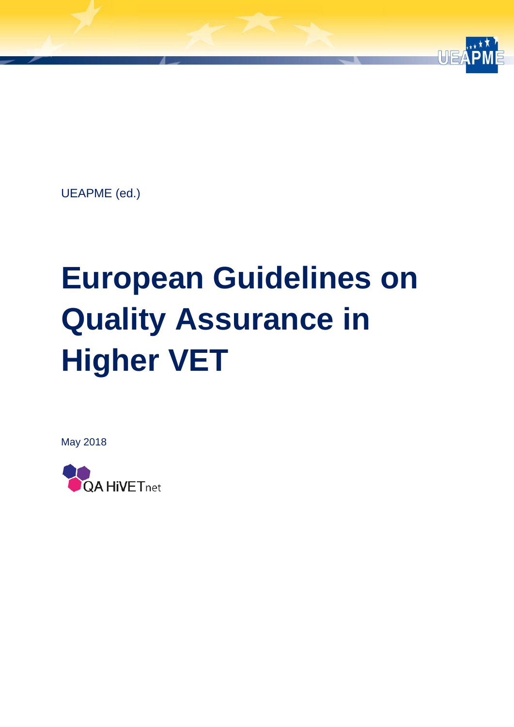UEAPME (ed.)

# European Guidelines on Quality Assurance in Higher VET

May 2018

QA HiVETnet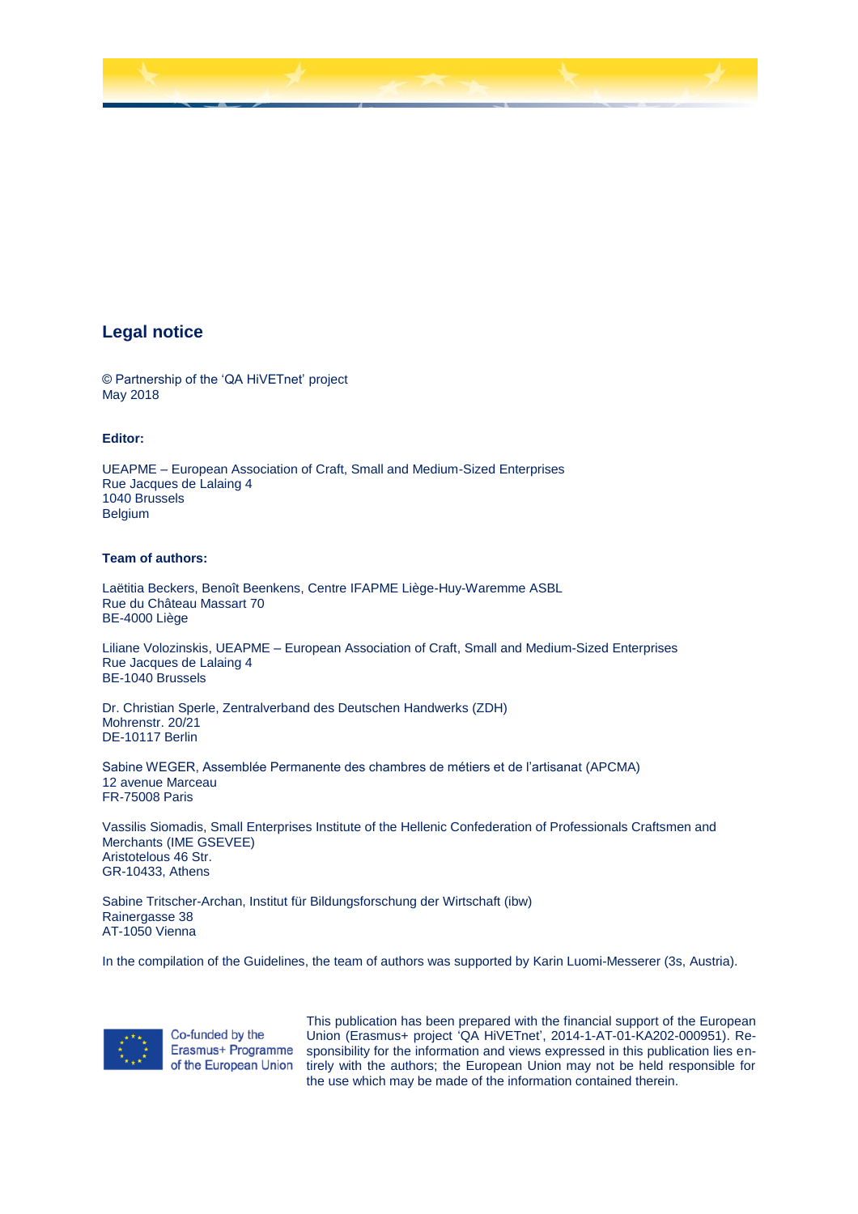## Legal notice

© Partnership of the 'QA HiVETnet' project
May 2018

**Editor:**

UEAPME – European Association of Craft, Small and Medium-Sized Enterprises
Rue Jacques de Lalaing 4
1040 Brussels
Belgium

**Team of authors:**

Laëtitia Beckers, Benoît Beenkens, Centre IFAPME Liège-Huy-Waremme ASBL
Rue du Château Massart 70
BE-4000 Liège

Liliane Volozinskis, UEAPME – European Association of Craft, Small and Medium-Sized Enterprises
Rue Jacques de Lalaing 4
BE-1040 Brussels

Dr. Christian Sperle, Zentralverband des Deutschen Handwerks (ZDH)
Mohrenstr. 20/21
DE-10117 Berlin

Sabine WEGER, Assemblée Permanente des chambres de métiers et de l'artisanat (APCMA)
12 avenue Marceau
FR-75008 Paris

Vassilis Siomadis, Small Enterprises Institute of the Hellenic Confederation of Professionals Craftsmen and Merchants (IME GSEVEE)
Aristotelous 46 Str.
GR-10433, Athens

Sabine Tritscher-Archan, Institut für Bildungsforschung der Wirtschaft (ibw)
Rainergasse 38
AT-1050 Vienna

In the compilation of the Guidelines, the team of authors was supported by Karin Luomi-Messerer (3s, Austria).

Co-funded by the Erasmus+ Programme of the European Union

This publication has been prepared with the financial support of the European Union (Erasmus+ project 'QA HiVETnet', 2014-1-AT-01-KA202-000951). Responsibility for the information and views expressed in this publication lies entirely with the authors; the European Union may not be held responsible for the use which may be made of the information contained therein.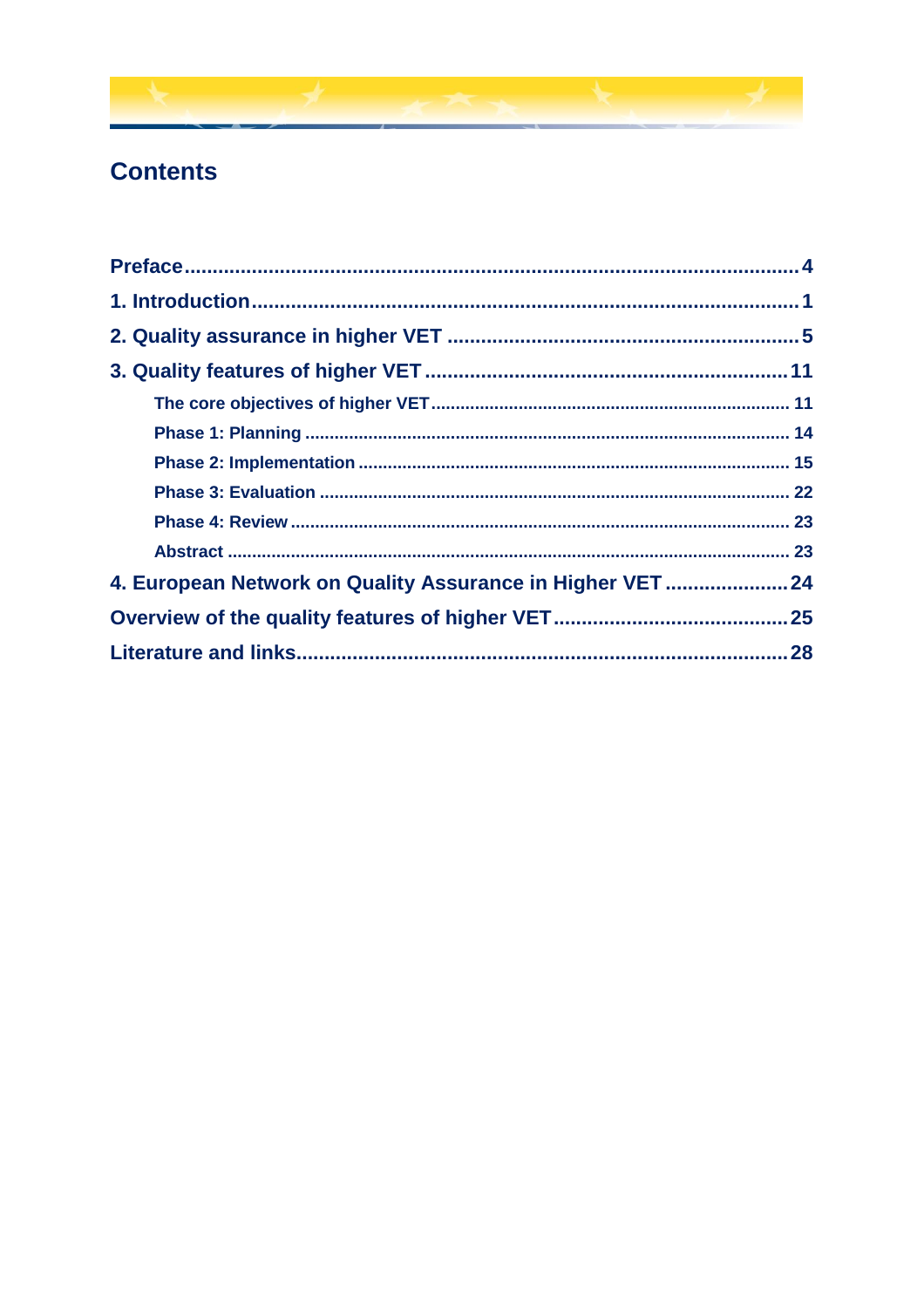# Contents

**Preface** .......... 4

**1. Introduction** .......... 1

**2. Quality assurance in higher VET** .......... 5

**3. Quality features of higher VET** .......... 11

- **The core objectives of higher VET** .......... 11
- **Phase 1: Planning** .......... 14
- **Phase 2: Implementation** .......... 15
- **Phase 3: Evaluation** .......... 22
- **Phase 4: Review** .......... 23
- **Abstract** .......... 23

**4. European Network on Quality Assurance in Higher VET** .......... 24

**Overview of the quality features of higher VET** .......... 25

**Literature and links** .......... 28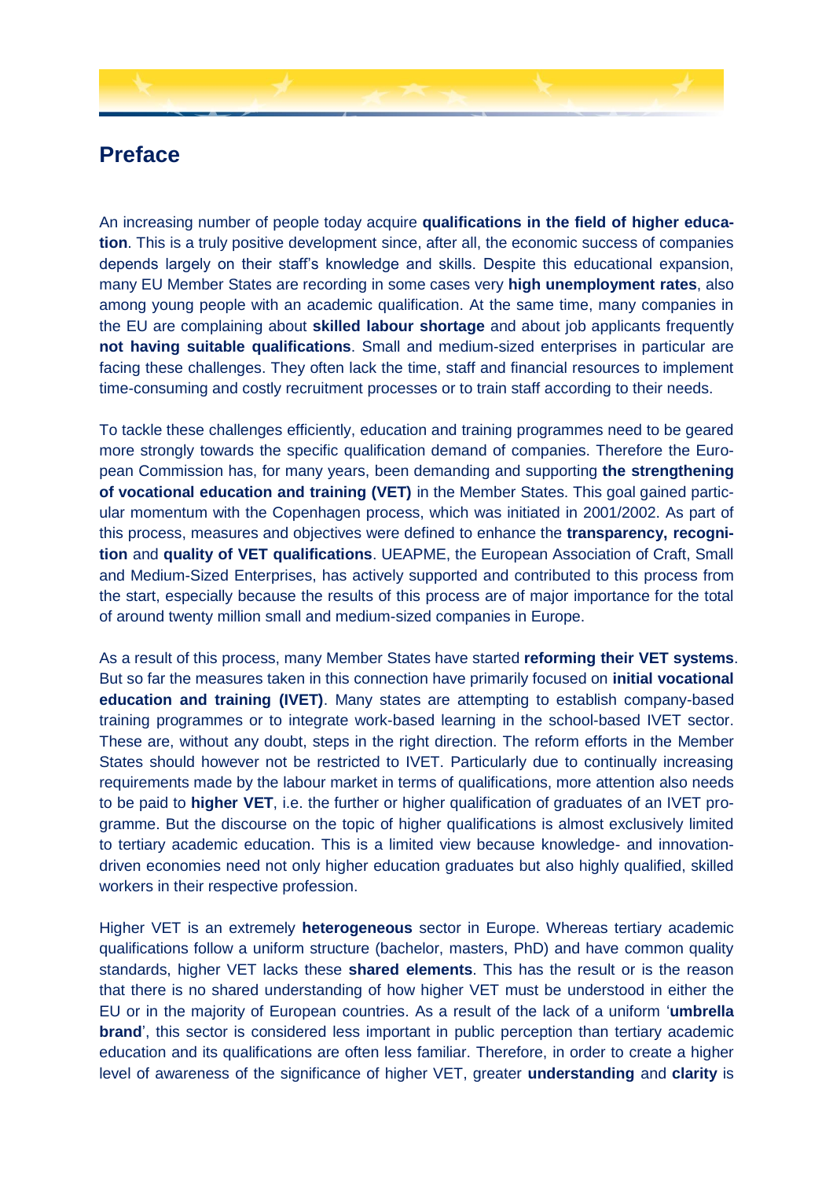# Preface

An increasing number of people today acquire **qualifications in the field of higher education**. This is a truly positive development since, after all, the economic success of companies depends largely on their staff's knowledge and skills. Despite this educational expansion, many EU Member States are recording in some cases very **high unemployment rates**, also among young people with an academic qualification. At the same time, many companies in the EU are complaining about **skilled labour shortage** and about job applicants frequently **not having suitable qualifications**. Small and medium-sized enterprises in particular are facing these challenges. They often lack the time, staff and financial resources to implement time-consuming and costly recruitment processes or to train staff according to their needs.

To tackle these challenges efficiently, education and training programmes need to be geared more strongly towards the specific qualification demand of companies. Therefore the European Commission has, for many years, been demanding and supporting **the strengthening of vocational education and training (VET)** in the Member States. This goal gained particular momentum with the Copenhagen process, which was initiated in 2001/2002. As part of this process, measures and objectives were defined to enhance the **transparency, recognition** and **quality of VET qualifications**. UEAPME, the European Association of Craft, Small and Medium-Sized Enterprises, has actively supported and contributed to this process from the start, especially because the results of this process are of major importance for the total of around twenty million small and medium-sized companies in Europe.

As a result of this process, many Member States have started **reforming their VET systems**. But so far the measures taken in this connection have primarily focused on **initial vocational education and training (IVET)**. Many states are attempting to establish company-based training programmes or to integrate work-based learning in the school-based IVET sector. These are, without any doubt, steps in the right direction. The reform efforts in the Member States should however not be restricted to IVET. Particularly due to continually increasing requirements made by the labour market in terms of qualifications, more attention also needs to be paid to **higher VET**, i.e. the further or higher qualification of graduates of an IVET programme. But the discourse on the topic of higher qualifications is almost exclusively limited to tertiary academic education. This is a limited view because knowledge- and innovation-driven economies need not only higher education graduates but also highly qualified, skilled workers in their respective profession.

Higher VET is an extremely **heterogeneous** sector in Europe. Whereas tertiary academic qualifications follow a uniform structure (bachelor, masters, PhD) and have common quality standards, higher VET lacks these **shared elements**. This has the result or is the reason that there is no shared understanding of how higher VET must be understood in either the EU or in the majority of European countries. As a result of the lack of a uniform '**umbrella brand**', this sector is considered less important in public perception than tertiary academic education and its qualifications are often less familiar. Therefore, in order to create a higher level of awareness of the significance of higher VET, greater **understanding** and **clarity** is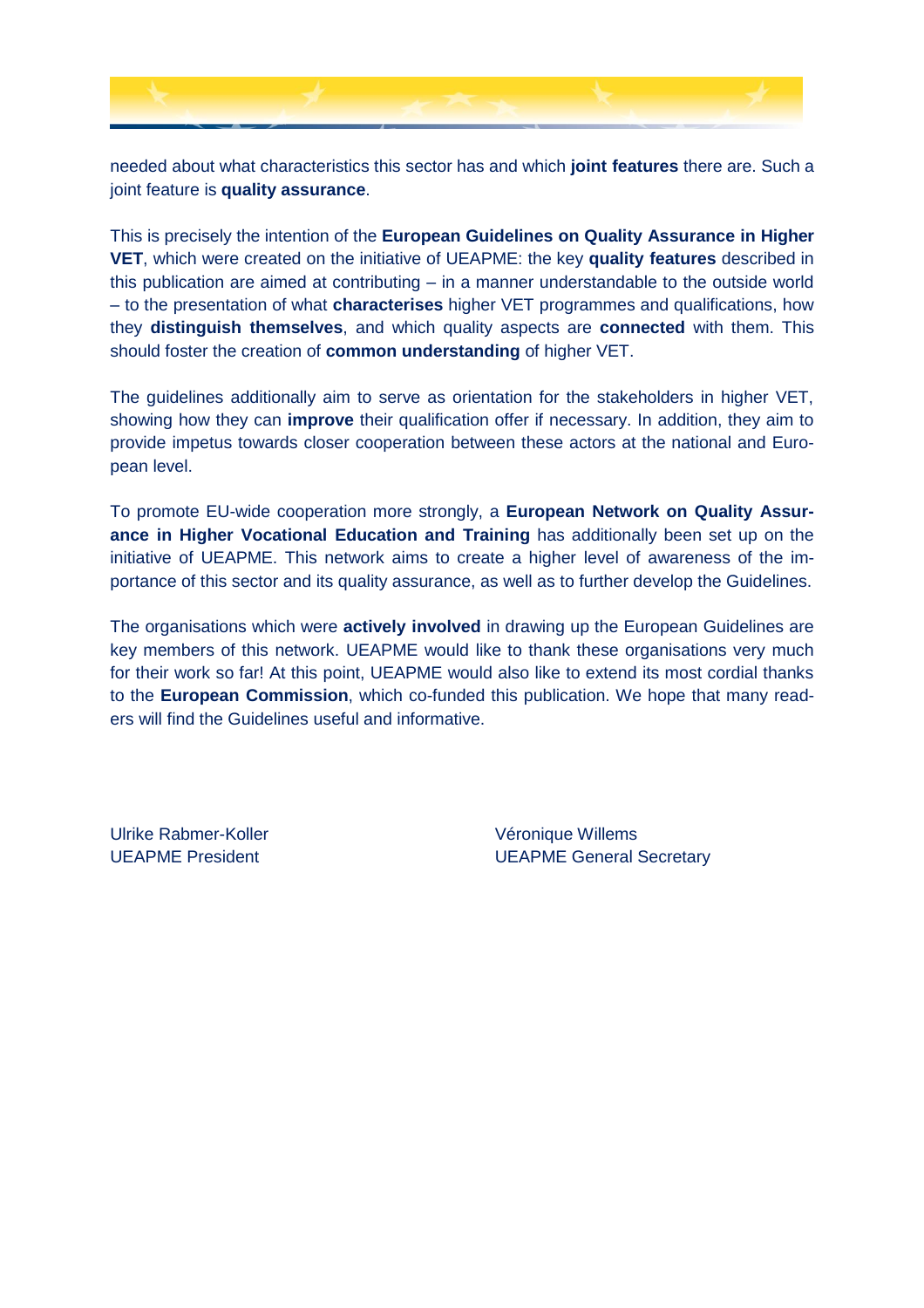needed about what characteristics this sector has and which **joint features** there are. Such a joint feature is **quality assurance**.

This is precisely the intention of the **European Guidelines on Quality Assurance in Higher VET**, which were created on the initiative of UEAPME: the key **quality features** described in this publication are aimed at contributing – in a manner understandable to the outside world – to the presentation of what **characterises** higher VET programmes and qualifications, how they **distinguish themselves**, and which quality aspects are **connected** with them. This should foster the creation of **common understanding** of higher VET.

The guidelines additionally aim to serve as orientation for the stakeholders in higher VET, showing how they can **improve** their qualification offer if necessary. In addition, they aim to provide impetus towards closer cooperation between these actors at the national and European level.

To promote EU-wide cooperation more strongly, a **European Network on Quality Assurance in Higher Vocational Education and Training** has additionally been set up on the initiative of UEAPME. This network aims to create a higher level of awareness of the importance of this sector and its quality assurance, as well as to further develop the Guidelines.

The organisations which were **actively involved** in drawing up the European Guidelines are key members of this network. UEAPME would like to thank these organisations very much for their work so far! At this point, UEAPME would also like to extend its most cordial thanks to the **European Commission**, which co-funded this publication. We hope that many readers will find the Guidelines useful and informative.

Ulrike Rabmer-Koller
UEAPME President

Véronique Willems
UEAPME General Secretary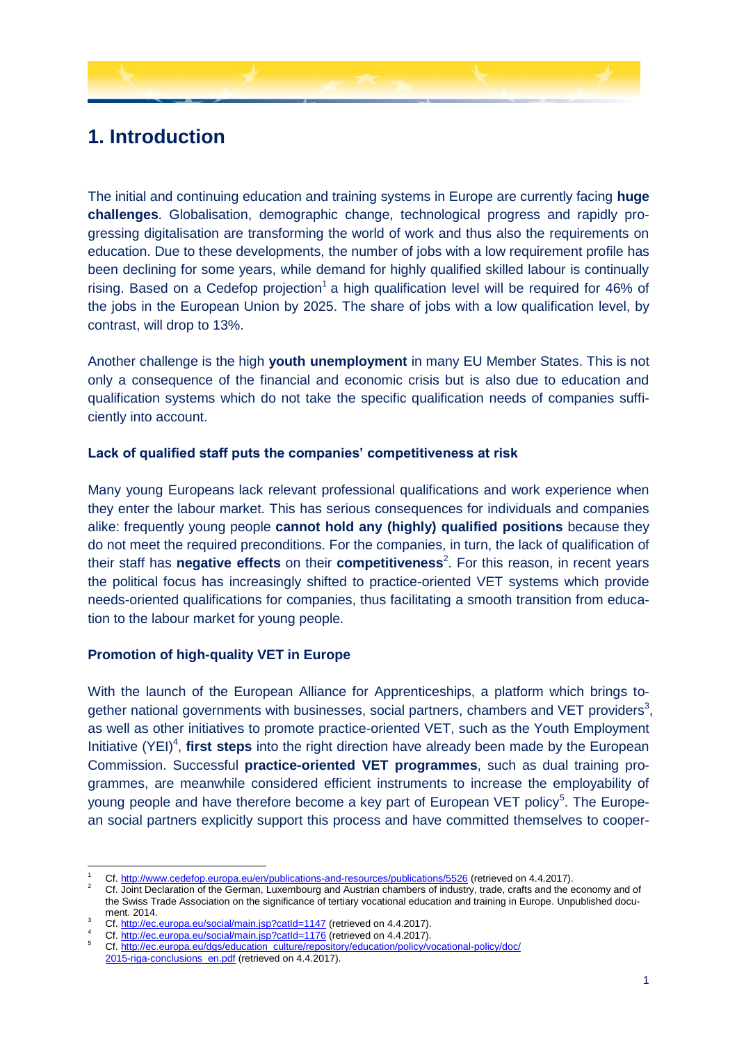# 1. Introduction

The initial and continuing education and training systems in Europe are currently facing **huge challenges**. Globalisation, demographic change, technological progress and rapidly progressing digitalisation are transforming the world of work and thus also the requirements on education. Due to these developments, the number of jobs with a low requirement profile has been declining for some years, while demand for highly qualified skilled labour is continually rising. Based on a Cedefop projection[1] a high qualification level will be required for 46% of the jobs in the European Union by 2025. The share of jobs with a low qualification level, by contrast, will drop to 13%.

Another challenge is the high **youth unemployment** in many EU Member States. This is not only a consequence of the financial and economic crisis but is also due to education and qualification systems which do not take the specific qualification needs of companies sufficiently into account.

### Lack of qualified staff puts the companies' competitiveness at risk

Many young Europeans lack relevant professional qualifications and work experience when they enter the labour market. This has serious consequences for individuals and companies alike: frequently young people **cannot hold any (highly) qualified positions** because they do not meet the required preconditions. For the companies, in turn, the lack of qualification of their staff has **negative effects** on their **competitiveness**[2]. For this reason, in recent years the political focus has increasingly shifted to practice-oriented VET systems which provide needs-oriented qualifications for companies, thus facilitating a smooth transition from education to the labour market for young people.

### Promotion of high-quality VET in Europe

With the launch of the European Alliance for Apprenticeships, a platform which brings together national governments with businesses, social partners, chambers and VET providers[3], as well as other initiatives to promote practice-oriented VET, such as the Youth Employment Initiative (YEI)[4], **first steps** into the right direction have already been made by the European Commission. Successful **practice-oriented VET programmes**, such as dual training programmes, are meanwhile considered efficient instruments to increase the employability of young people and have therefore become a key part of European VET policy[5]. The European social partners explicitly support this process and have committed themselves to cooper-

---

[1] Cf. http://www.cedefop.europa.eu/en/publications-and-resources/publications/5526 (retrieved on 4.4.2017).

[2] Cf. Joint Declaration of the German, Luxembourg and Austrian chambers of industry, trade, crafts and the economy and of the Swiss Trade Association on the significance of tertiary vocational education and training in Europe. Unpublished document. 2014.

[3] Cf. http://ec.europa.eu/social/main.jsp?catId=1147 (retrieved on 4.4.2017).

[4] Cf. http://ec.europa.eu/social/main.jsp?catId=1176 (retrieved on 4.4.2017).

[5] Cf. http://ec.europa.eu/dgs/education_culture/repository/education/policy/vocational-policy/doc/2015-riga-conclusions_en.pdf (retrieved on 4.4.2017).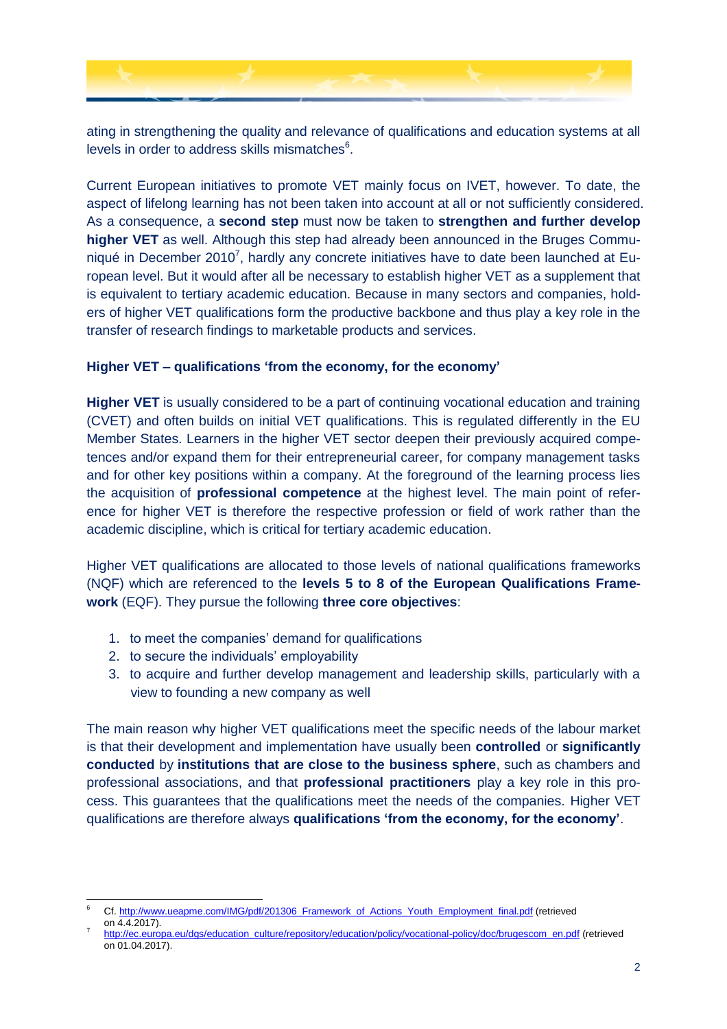ating in strengthening the quality and relevance of qualifications and education systems at all levels in order to address skills mismatches[6].

Current European initiatives to promote VET mainly focus on IVET, however. To date, the aspect of lifelong learning has not been taken into account at all or not sufficiently considered. As a consequence, a **second step** must now be taken to **strengthen and further develop higher VET** as well. Although this step had already been announced in the Bruges Communiqué in December 2010[7], hardly any concrete initiatives have to date been launched at European level. But it would after all be necessary to establish higher VET as a supplement that is equivalent to tertiary academic education. Because in many sectors and companies, holders of higher VET qualifications form the productive backbone and thus play a key role in the transfer of research findings to marketable products and services.

**Higher VET – qualifications 'from the economy, for the economy'**

**Higher VET** is usually considered to be a part of continuing vocational education and training (CVET) and often builds on initial VET qualifications. This is regulated differently in the EU Member States. Learners in the higher VET sector deepen their previously acquired competences and/or expand them for their entrepreneurial career, for company management tasks and for other key positions within a company. At the foreground of the learning process lies the acquisition of **professional competence** at the highest level. The main point of reference for higher VET is therefore the respective profession or field of work rather than the academic discipline, which is critical for tertiary academic education.

Higher VET qualifications are allocated to those levels of national qualifications frameworks (NQF) which are referenced to the **levels 5 to 8 of the European Qualifications Framework** (EQF). They pursue the following **three core objectives**:

1. to meet the companies' demand for qualifications
2. to secure the individuals' employability
3. to acquire and further develop management and leadership skills, particularly with a view to founding a new company as well

The main reason why higher VET qualifications meet the specific needs of the labour market is that their development and implementation have usually been **controlled** or **significantly conducted** by **institutions that are close to the business sphere**, such as chambers and professional associations, and that **professional practitioners** play a key role in this process. This guarantees that the qualifications meet the needs of the companies. Higher VET qualifications are therefore always **qualifications 'from the economy, for the economy'**.

---

[6] Cf. http://www.ueapme.com/IMG/pdf/201306_Framework_of_Actions_Youth_Employment_final.pdf (retrieved on 4.4.2017).

[7] http://ec.europa.eu/dgs/education_culture/repository/education/policy/vocational-policy/doc/brugescom_en.pdf (retrieved on 01.04.2017).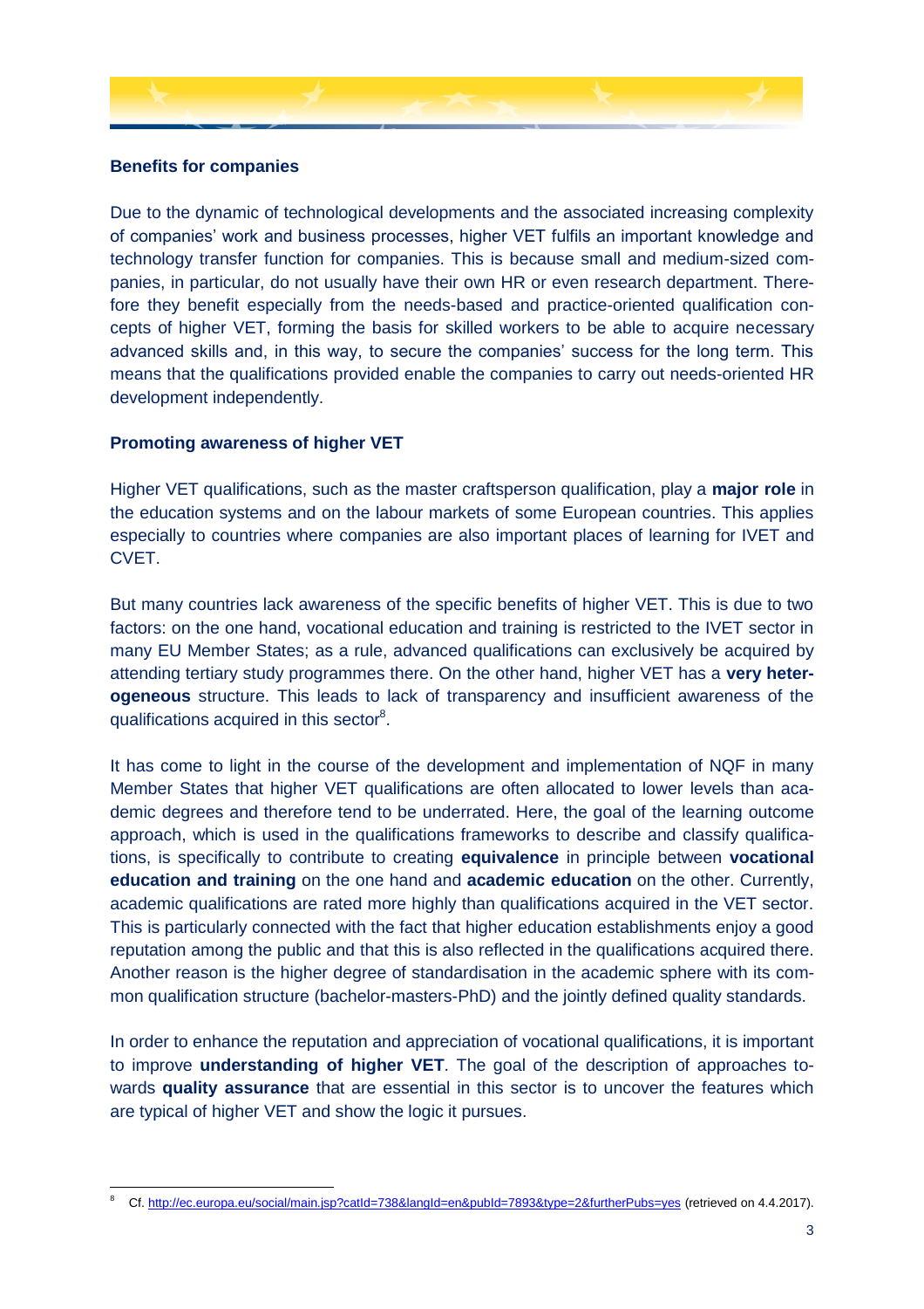**Benefits for companies**

Due to the dynamic of technological developments and the associated increasing complexity of companies' work and business processes, higher VET fulfils an important knowledge and technology transfer function for companies. This is because small and medium-sized companies, in particular, do not usually have their own HR or even research department. Therefore they benefit especially from the needs-based and practice-oriented qualification concepts of higher VET, forming the basis for skilled workers to be able to acquire necessary advanced skills and, in this way, to secure the companies' success for the long term. This means that the qualifications provided enable the companies to carry out needs-oriented HR development independently.

**Promoting awareness of higher VET**

Higher VET qualifications, such as the master craftsperson qualification, play a **major role** in the education systems and on the labour markets of some European countries. This applies especially to countries where companies are also important places of learning for IVET and CVET.

But many countries lack awareness of the specific benefits of higher VET. This is due to two factors: on the one hand, vocational education and training is restricted to the IVET sector in many EU Member States; as a rule, advanced qualifications can exclusively be acquired by attending tertiary study programmes there. On the other hand, higher VET has a **very heterogeneous** structure. This leads to lack of transparency and insufficient awareness of the qualifications acquired in this sector[8].

It has come to light in the course of the development and implementation of NQF in many Member States that higher VET qualifications are often allocated to lower levels than academic degrees and therefore tend to be underrated. Here, the goal of the learning outcome approach, which is used in the qualifications frameworks to describe and classify qualifications, is specifically to contribute to creating **equivalence** in principle between **vocational education and training** on the one hand and **academic education** on the other. Currently, academic qualifications are rated more highly than qualifications acquired in the VET sector. This is particularly connected with the fact that higher education establishments enjoy a good reputation among the public and that this is also reflected in the qualifications acquired there. Another reason is the higher degree of standardisation in the academic sphere with its common qualification structure (bachelor-masters-PhD) and the jointly defined quality standards.

In order to enhance the reputation and appreciation of vocational qualifications, it is important to improve **understanding of higher VET**. The goal of the description of approaches towards **quality assurance** that are essential in this sector is to uncover the features which are typical of higher VET and show the logic it pursues.

---

[8] Cf. http://ec.europa.eu/social/main.jsp?catId=738&langId=en&pubId=7893&type=2&furtherPubs=yes (retrieved on 4.4.2017).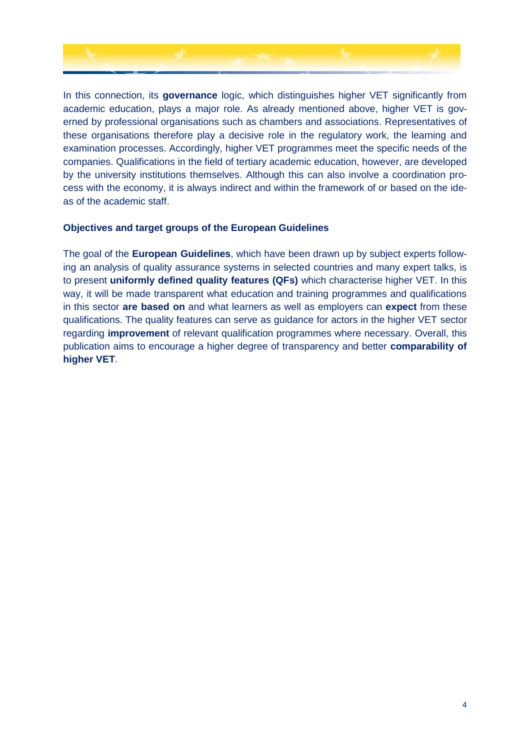In this connection, its **governance** logic, which distinguishes higher VET significantly from academic education, plays a major role. As already mentioned above, higher VET is governed by professional organisations such as chambers and associations. Representatives of these organisations therefore play a decisive role in the regulatory work, the learning and examination processes. Accordingly, higher VET programmes meet the specific needs of the companies. Qualifications in the field of tertiary academic education, however, are developed by the university institutions themselves. Although this can also involve a coordination process with the economy, it is always indirect and within the framework of or based on the ideas of the academic staff.

### Objectives and target groups of the European Guidelines

The goal of the **European Guidelines**, which have been drawn up by subject experts following an analysis of quality assurance systems in selected countries and many expert talks, is to present **uniformly defined quality features (QFs)** which characterise higher VET. In this way, it will be made transparent what education and training programmes and qualifications in this sector **are based on** and what learners as well as employers can **expect** from these qualifications. The quality features can serve as guidance for actors in the higher VET sector regarding **improvement** of relevant qualification programmes where necessary. Overall, this publication aims to encourage a higher degree of transparency and better **comparability of higher VET**.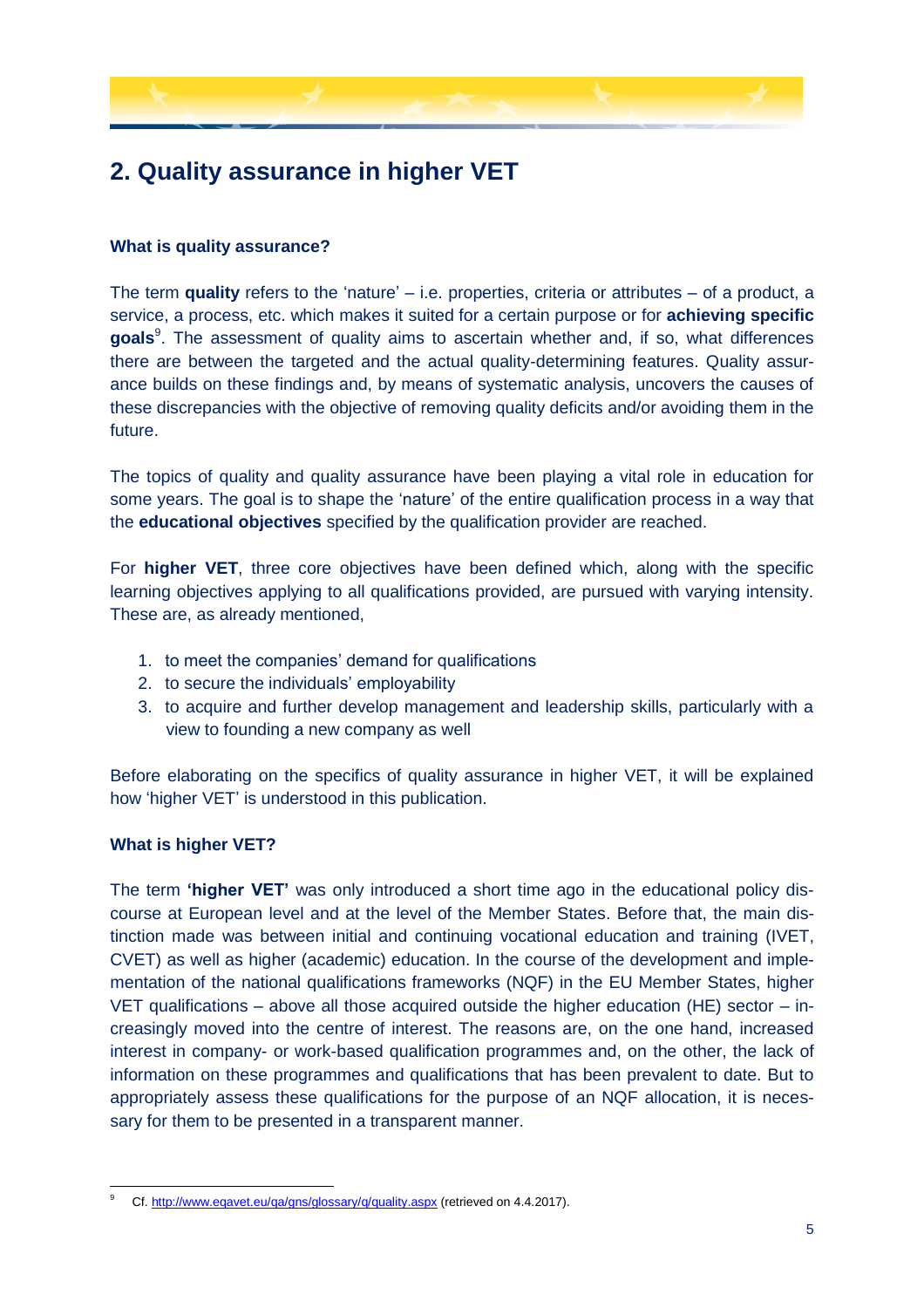## 2. Quality assurance in higher VET

**What is quality assurance?**

The term **quality** refers to the 'nature' – i.e. properties, criteria or attributes – of a product, a service, a process, etc. which makes it suited for a certain purpose or for **achieving specific goals**[9]. The assessment of quality aims to ascertain whether and, if so, what differences there are between the targeted and the actual quality-determining features. Quality assurance builds on these findings and, by means of systematic analysis, uncovers the causes of these discrepancies with the objective of removing quality deficits and/or avoiding them in the future.

The topics of quality and quality assurance have been playing a vital role in education for some years. The goal is to shape the 'nature' of the entire qualification process in a way that the **educational objectives** specified by the qualification provider are reached.

For **higher VET**, three core objectives have been defined which, along with the specific learning objectives applying to all qualifications provided, are pursued with varying intensity. These are, as already mentioned,

1. to meet the companies' demand for qualifications
2. to secure the individuals' employability
3. to acquire and further develop management and leadership skills, particularly with a view to founding a new company as well

Before elaborating on the specifics of quality assurance in higher VET, it will be explained how 'higher VET' is understood in this publication.

**What is higher VET?**

The term **'higher VET'** was only introduced a short time ago in the educational policy discourse at European level and at the level of the Member States. Before that, the main distinction made was between initial and continuing vocational education and training (IVET, CVET) as well as higher (academic) education. In the course of the development and implementation of the national qualifications frameworks (NQF) in the EU Member States, higher VET qualifications – above all those acquired outside the higher education (HE) sector – increasingly moved into the centre of interest. The reasons are, on the one hand, increased interest in company- or work-based qualification programmes and, on the other, the lack of information on these programmes and qualifications that has been prevalent to date. But to appropriately assess these qualifications for the purpose of an NQF allocation, it is necessary for them to be presented in a transparent manner.

---

[9] Cf. http://www.eqavet.eu/qa/gns/glossary/q/quality.aspx (retrieved on 4.4.2017).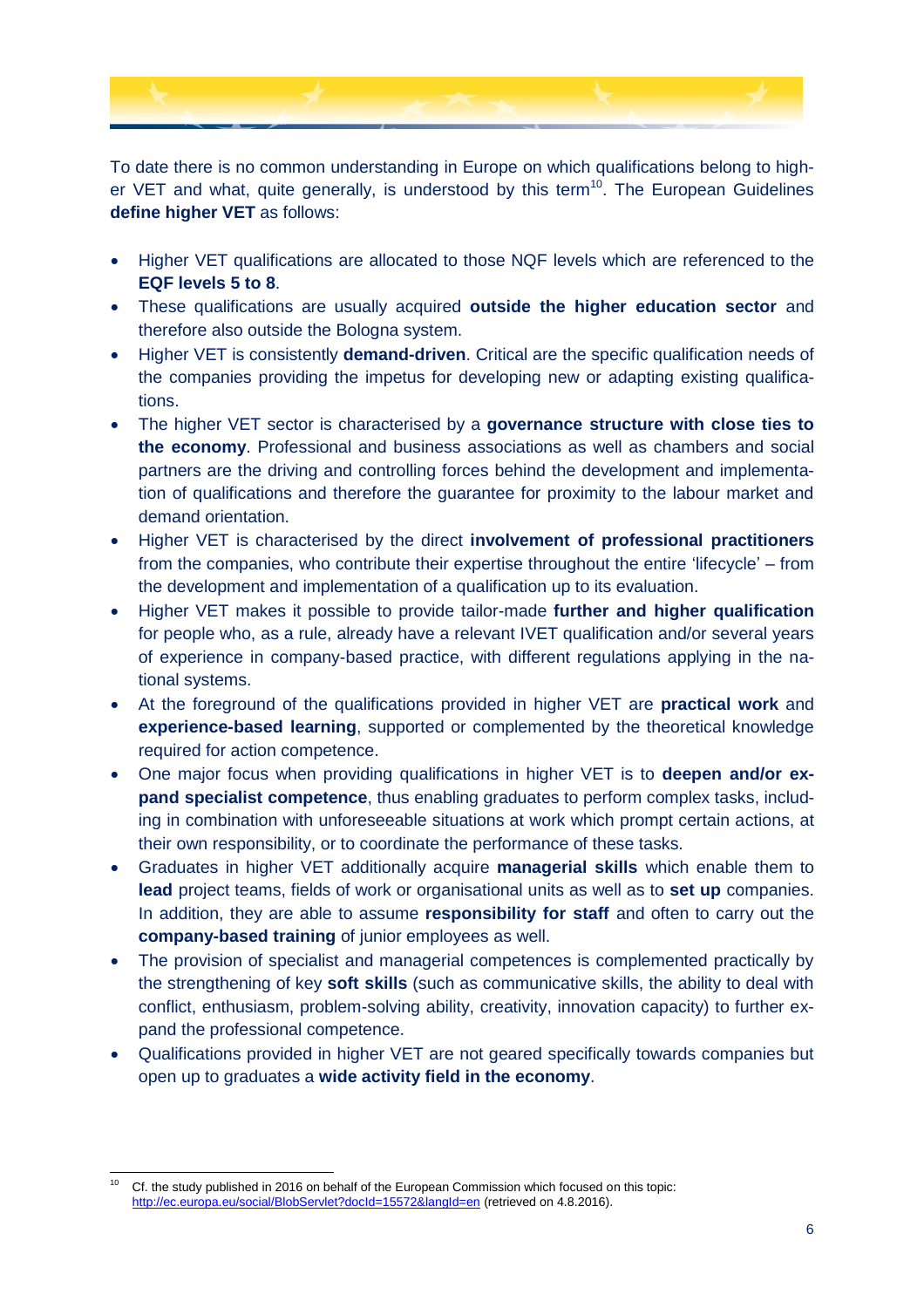To date there is no common understanding in Europe on which qualifications belong to higher VET and what, quite generally, is understood by this term[10]. The European Guidelines **define higher VET** as follows:

- Higher VET qualifications are allocated to those NQF levels which are referenced to the **EQF levels 5 to 8**.
- These qualifications are usually acquired **outside the higher education sector** and therefore also outside the Bologna system.
- Higher VET is consistently **demand-driven**. Critical are the specific qualification needs of the companies providing the impetus for developing new or adapting existing qualifications.
- The higher VET sector is characterised by a **governance structure with close ties to the economy**. Professional and business associations as well as chambers and social partners are the driving and controlling forces behind the development and implementation of qualifications and therefore the guarantee for proximity to the labour market and demand orientation.
- Higher VET is characterised by the direct **involvement of professional practitioners** from the companies, who contribute their expertise throughout the entire 'lifecycle' – from the development and implementation of a qualification up to its evaluation.
- Higher VET makes it possible to provide tailor-made **further and higher qualification** for people who, as a rule, already have a relevant IVET qualification and/or several years of experience in company-based practice, with different regulations applying in the national systems.
- At the foreground of the qualifications provided in higher VET are **practical work** and **experience-based learning**, supported or complemented by the theoretical knowledge required for action competence.
- One major focus when providing qualifications in higher VET is to **deepen and/or expand specialist competence**, thus enabling graduates to perform complex tasks, including in combination with unforeseeable situations at work which prompt certain actions, at their own responsibility, or to coordinate the performance of these tasks.
- Graduates in higher VET additionally acquire **managerial skills** which enable them to **lead** project teams, fields of work or organisational units as well as to **set up** companies. In addition, they are able to assume **responsibility for staff** and often to carry out the **company-based training** of junior employees as well.
- The provision of specialist and managerial competences is complemented practically by the strengthening of key **soft skills** (such as communicative skills, the ability to deal with conflict, enthusiasm, problem-solving ability, creativity, innovation capacity) to further expand the professional competence.
- Qualifications provided in higher VET are not geared specifically towards companies but open up to graduates a **wide activity field in the economy**.

---

[10] Cf. the study published in 2016 on behalf of the European Commission which focused on this topic: http://ec.europa.eu/social/BlobServlet?docId=15572&langId=en (retrieved on 4.8.2016).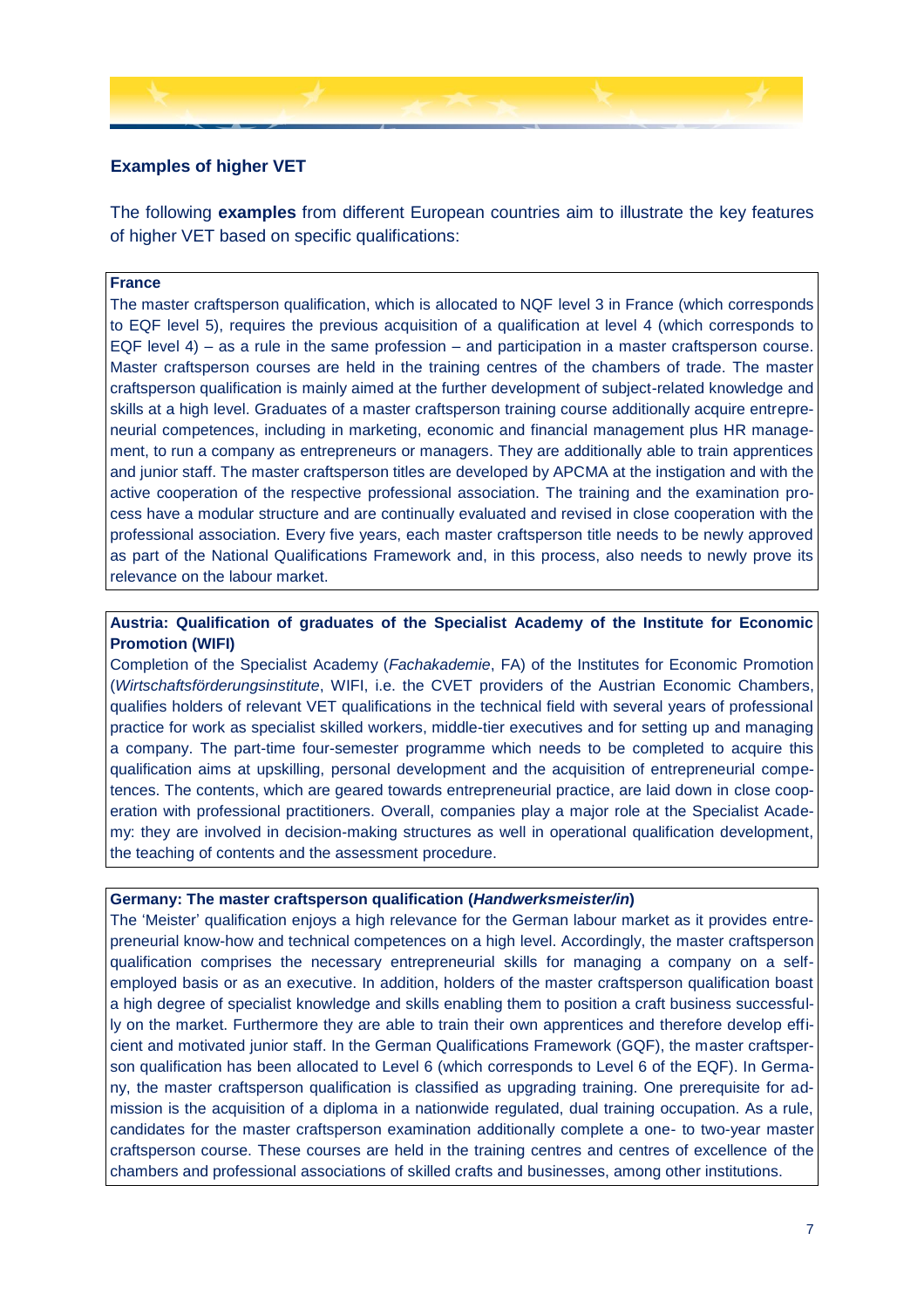### Examples of higher VET

The following **examples** from different European countries aim to illustrate the key features of higher VET based on specific qualifications:

**France**

The master craftsperson qualification, which is allocated to NQF level 3 in France (which corresponds to EQF level 5), requires the previous acquisition of a qualification at level 4 (which corresponds to EQF level 4) – as a rule in the same profession – and participation in a master craftsperson course. Master craftsperson courses are held in the training centres of the chambers of trade. The master craftsperson qualification is mainly aimed at the further development of subject-related knowledge and skills at a high level. Graduates of a master craftsperson training course additionally acquire entrepreneurial competences, including in marketing, economic and financial management plus HR management, to run a company as entrepreneurs or managers. They are additionally able to train apprentices and junior staff. The master craftsperson titles are developed by APCMA at the instigation and with the active cooperation of the respective professional association. The training and the examination process have a modular structure and are continually evaluated and revised in close cooperation with the professional association. Every five years, each master craftsperson title needs to be newly approved as part of the National Qualifications Framework and, in this process, also needs to newly prove its relevance on the labour market.

**Austria: Qualification of graduates of the Specialist Academy of the Institute for Economic Promotion (WIFI)**

Completion of the Specialist Academy (*Fachakademie*, FA) of the Institutes for Economic Promotion (*Wirtschaftsförderungsinstitute*, WIFI, i.e. the CVET providers of the Austrian Economic Chambers, qualifies holders of relevant VET qualifications in the technical field with several years of professional practice for work as specialist skilled workers, middle-tier executives and for setting up and managing a company. The part-time four-semester programme which needs to be completed to acquire this qualification aims at upskilling, personal development and the acquisition of entrepreneurial competences. The contents, which are geared towards entrepreneurial practice, are laid down in close cooperation with professional practitioners. Overall, companies play a major role at the Specialist Academy: they are involved in decision-making structures as well in operational qualification development, the teaching of contents and the assessment procedure.

**Germany: The master craftsperson qualification (*Handwerksmeister/in*)**

The 'Meister' qualification enjoys a high relevance for the German labour market as it provides entrepreneurial know-how and technical competences on a high level. Accordingly, the master craftsperson qualification comprises the necessary entrepreneurial skills for managing a company on a self-employed basis or as an executive. In addition, holders of the master craftsperson qualification boast a high degree of specialist knowledge and skills enabling them to position a craft business successfully on the market. Furthermore they are able to train their own apprentices and therefore develop efficient and motivated junior staff. In the German Qualifications Framework (GQF), the master craftsperson qualification has been allocated to Level 6 (which corresponds to Level 6 of the EQF). In Germany, the master craftsperson qualification is classified as upgrading training. One prerequisite for admission is the acquisition of a diploma in a nationwide regulated, dual training occupation. As a rule, candidates for the master craftsperson examination additionally complete a one- to two-year master craftsperson course. These courses are held in the training centres and centres of excellence of the chambers and professional associations of skilled crafts and businesses, among other institutions.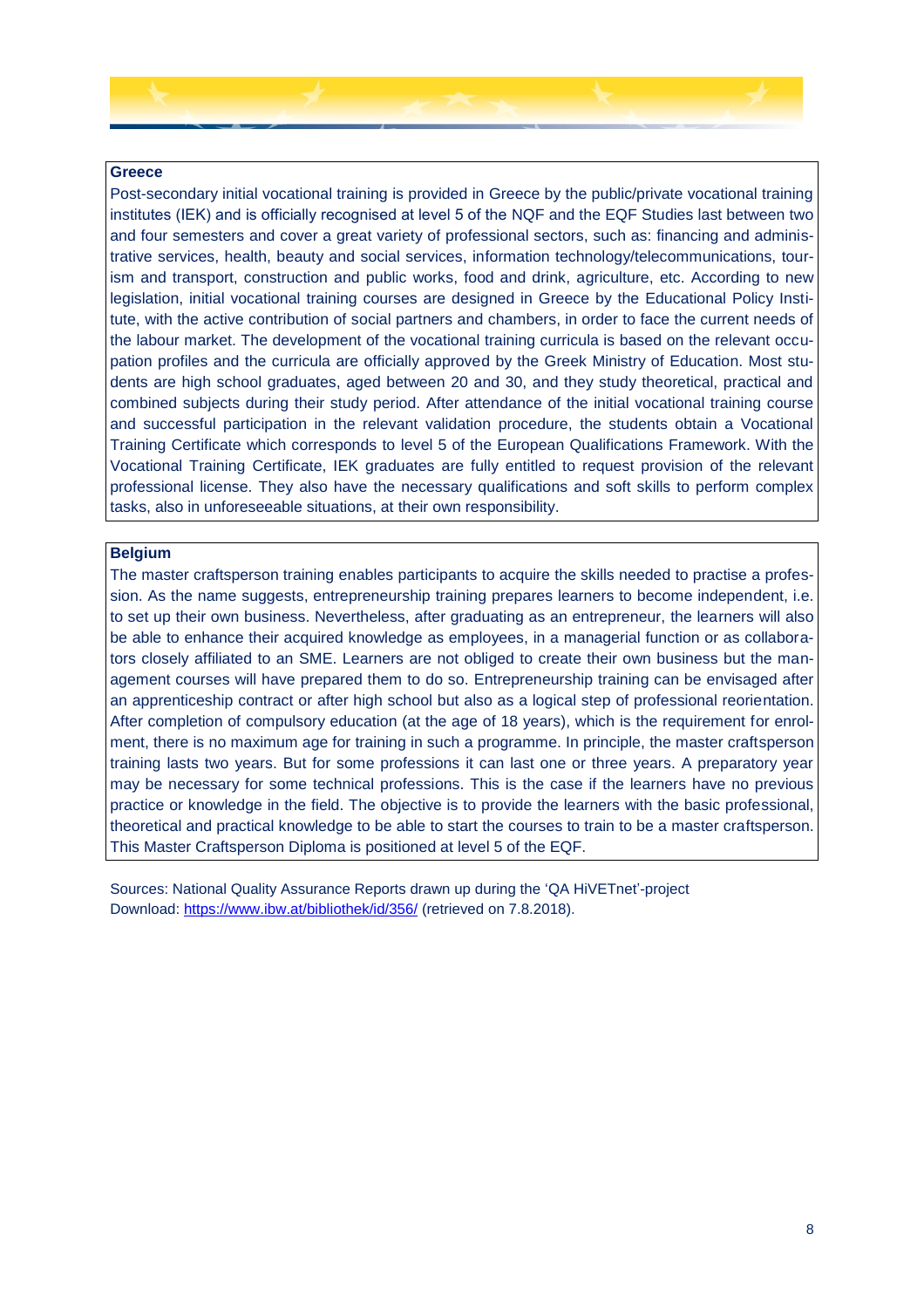**Greece**

Post-secondary initial vocational training is provided in Greece by the public/private vocational training institutes (IEK) and is officially recognised at level 5 of the NQF and the EQF Studies last between two and four semesters and cover a great variety of professional sectors, such as: financing and administrative services, health, beauty and social services, information technology/telecommunications, tourism and transport, construction and public works, food and drink, agriculture, etc. According to new legislation, initial vocational training courses are designed in Greece by the Educational Policy Institute, with the active contribution of social partners and chambers, in order to face the current needs of the labour market. The development of the vocational training curricula is based on the relevant occupation profiles and the curricula are officially approved by the Greek Ministry of Education. Most students are high school graduates, aged between 20 and 30, and they study theoretical, practical and combined subjects during their study period. After attendance of the initial vocational training course and successful participation in the relevant validation procedure, the students obtain a Vocational Training Certificate which corresponds to level 5 of the European Qualifications Framework. With the Vocational Training Certificate, IEK graduates are fully entitled to request provision of the relevant professional license. They also have the necessary qualifications and soft skills to perform complex tasks, also in unforeseeable situations, at their own responsibility.

**Belgium**

The master craftsperson training enables participants to acquire the skills needed to practise a profession. As the name suggests, entrepreneurship training prepares learners to become independent, i.e. to set up their own business. Nevertheless, after graduating as an entrepreneur, the learners will also be able to enhance their acquired knowledge as employees, in a managerial function or as collaborators closely affiliated to an SME. Learners are not obliged to create their own business but the management courses will have prepared them to do so. Entrepreneurship training can be envisaged after an apprenticeship contract or after high school but also as a logical step of professional reorientation. After completion of compulsory education (at the age of 18 years), which is the requirement for enrolment, there is no maximum age for training in such a programme. In principle, the master craftsperson training lasts two years. But for some professions it can last one or three years. A preparatory year may be necessary for some technical professions. This is the case if the learners have no previous practice or knowledge in the field. The objective is to provide the learners with the basic professional, theoretical and practical knowledge to be able to start the courses to train to be a master craftsperson. This Master Craftsperson Diploma is positioned at level 5 of the EQF.

Sources: National Quality Assurance Reports drawn up during the 'QA HiVETnet'-project
Download: https://www.ibw.at/bibliothek/id/356/ (retrieved on 7.8.2018).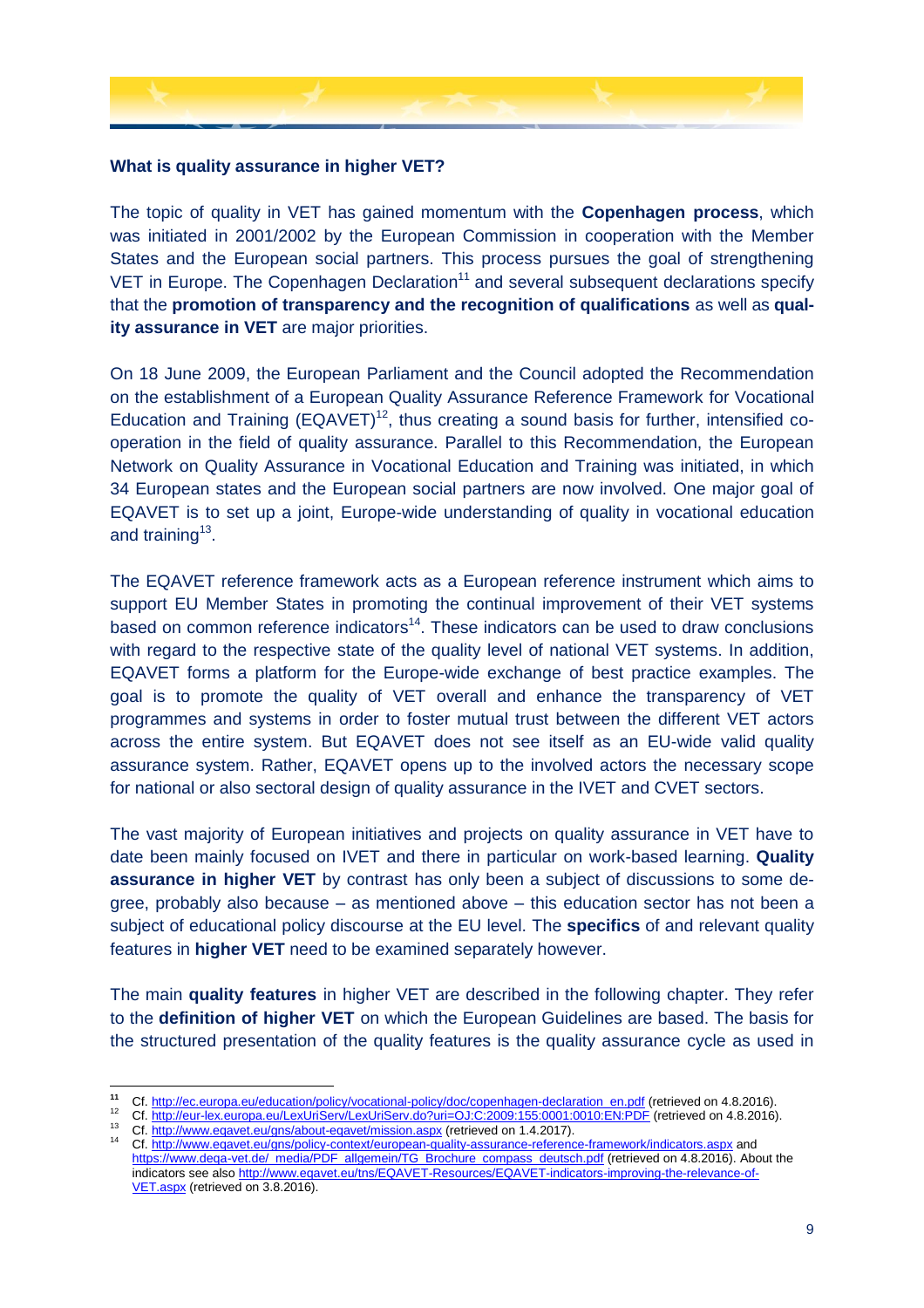### What is quality assurance in higher VET?

The topic of quality in VET has gained momentum with the **Copenhagen process**, which was initiated in 2001/2002 by the European Commission in cooperation with the Member States and the European social partners. This process pursues the goal of strengthening VET in Europe. The Copenhagen Declaration[11] and several subsequent declarations specify that the **promotion of transparency and the recognition of qualifications** as well as **quality assurance in VET** are major priorities.

On 18 June 2009, the European Parliament and the Council adopted the Recommendation on the establishment of a European Quality Assurance Reference Framework for Vocational Education and Training (EQAVET)[12], thus creating a sound basis for further, intensified cooperation in the field of quality assurance. Parallel to this Recommendation, the European Network on Quality Assurance in Vocational Education and Training was initiated, in which 34 European states and the European social partners are now involved. One major goal of EQAVET is to set up a joint, Europe-wide understanding of quality in vocational education and training[13].

The EQAVET reference framework acts as a European reference instrument which aims to support EU Member States in promoting the continual improvement of their VET systems based on common reference indicators[14]. These indicators can be used to draw conclusions with regard to the respective state of the quality level of national VET systems. In addition, EQAVET forms a platform for the Europe-wide exchange of best practice examples. The goal is to promote the quality of VET overall and enhance the transparency of VET programmes and systems in order to foster mutual trust between the different VET actors across the entire system. But EQAVET does not see itself as an EU-wide valid quality assurance system. Rather, EQAVET opens up to the involved actors the necessary scope for national or also sectoral design of quality assurance in the IVET and CVET sectors.

The vast majority of European initiatives and projects on quality assurance in VET have to date been mainly focused on IVET and there in particular on work-based learning. **Quality assurance in higher VET** by contrast has only been a subject of discussions to some degree, probably also because – as mentioned above – this education sector has not been a subject of educational policy discourse at the EU level. The **specifics** of and relevant quality features in **higher VET** need to be examined separately however.

The main **quality features** in higher VET are described in the following chapter. They refer to the **definition of higher VET** on which the European Guidelines are based. The basis for the structured presentation of the quality features is the quality assurance cycle as used in

---

[11] Cf. http://ec.europa.eu/education/policy/vocational-policy/doc/copenhagen-declaration_en.pdf (retrieved on 4.8.2016).

[12] Cf. http://eur-lex.europa.eu/LexUriServ/LexUriServ.do?uri=OJ:C:2009:155:0001:0010:EN:PDF (retrieved on 4.8.2016).

[13] Cf. http://www.eqavet.eu/gns/about-eqavet/mission.aspx (retrieved on 1.4.2017).

[14] Cf. http://www.eqavet.eu/gns/policy-context/european-quality-assurance-reference-framework/indicators.aspx and https://www.deqa-vet.de/_media/PDF_allgemein/TG_Brochure_compass_deutsch.pdf (retrieved on 4.8.2016). About the indicators see also http://www.eqavet.eu/tns/EQAVET-Resources/EQAVET-indicators-improving-the-relevance-of-VET.aspx (retrieved on 3.8.2016).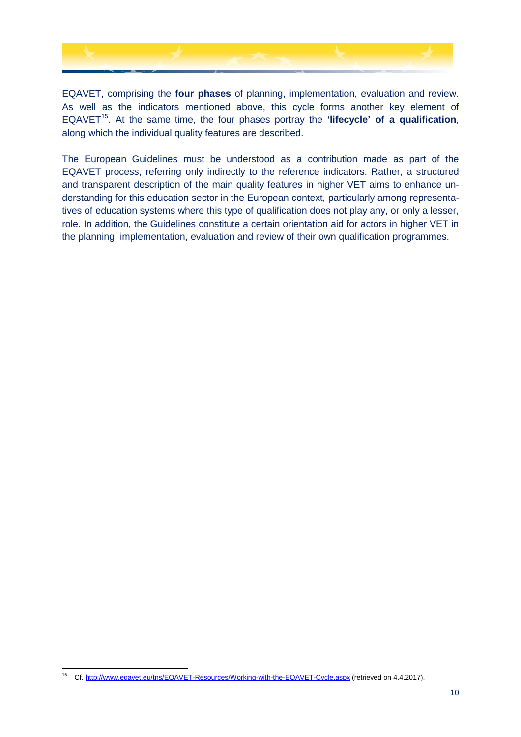EQAVET, comprising the **four phases** of planning, implementation, evaluation and review. As well as the indicators mentioned above, this cycle forms another key element of EQAVET[15]. At the same time, the four phases portray the **'lifecycle' of a qualification**, along which the individual quality features are described.

The European Guidelines must be understood as a contribution made as part of the EQAVET process, referring only indirectly to the reference indicators. Rather, a structured and transparent description of the main quality features in higher VET aims to enhance understanding for this education sector in the European context, particularly among representatives of education systems where this type of qualification does not play any, or only a lesser, role. In addition, the Guidelines constitute a certain orientation aid for actors in higher VET in the planning, implementation, evaluation and review of their own qualification programmes.

---

[15] Cf. http://www.eqavet.eu/tns/EQAVET-Resources/Working-with-the-EQAVET-Cycle.aspx (retrieved on 4.4.2017).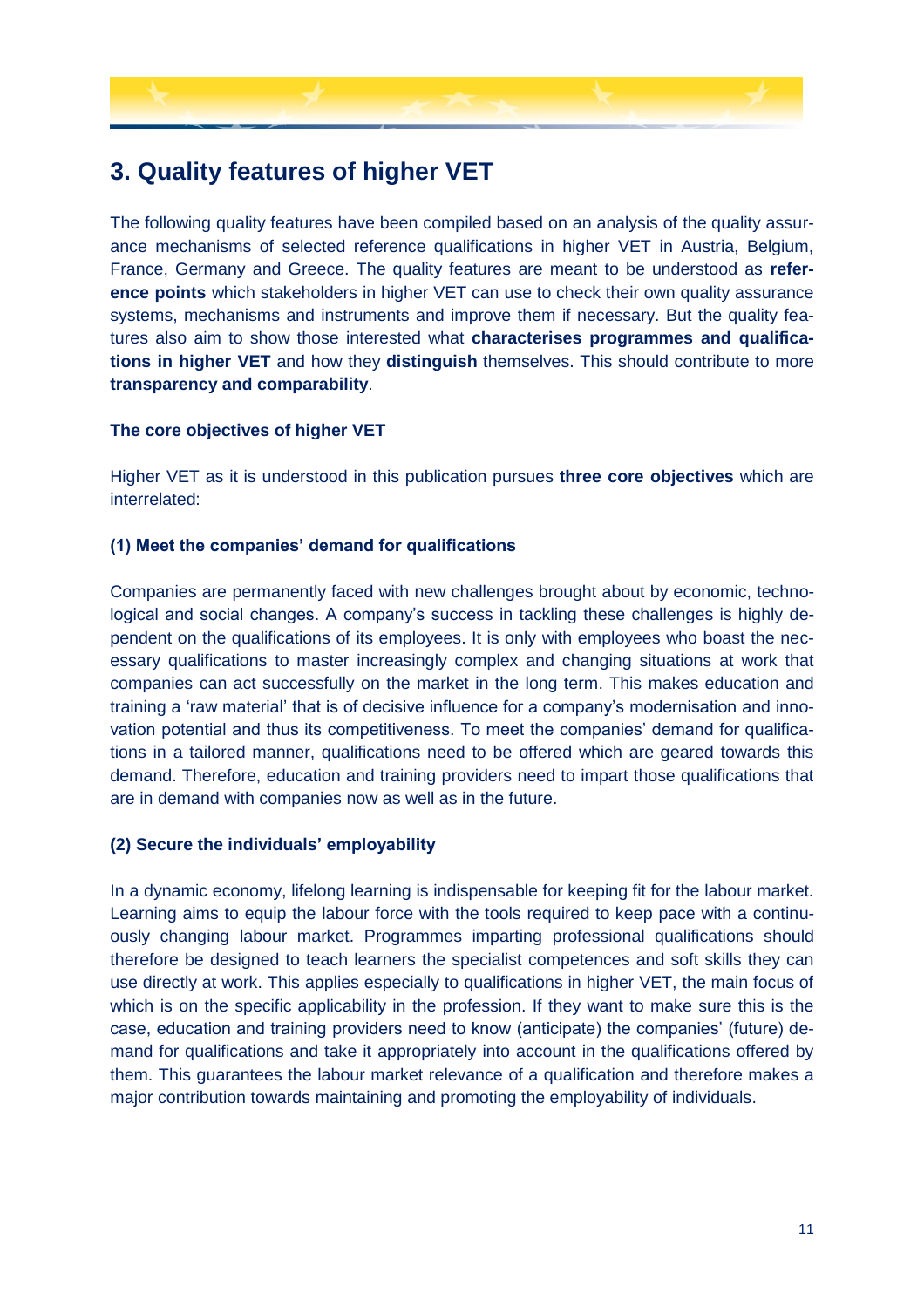## 3. Quality features of higher VET

The following quality features have been compiled based on an analysis of the quality assurance mechanisms of selected reference qualifications in higher VET in Austria, Belgium, France, Germany and Greece. The quality features are meant to be understood as **reference points** which stakeholders in higher VET can use to check their own quality assurance systems, mechanisms and instruments and improve them if necessary. But the quality features also aim to show those interested what **characterises programmes and qualifications in higher VET** and how they **distinguish** themselves. This should contribute to more **transparency and comparability**.

**The core objectives of higher VET**

Higher VET as it is understood in this publication pursues **three core objectives** which are interrelated:

**(1) Meet the companies' demand for qualifications**

Companies are permanently faced with new challenges brought about by economic, technological and social changes. A company's success in tackling these challenges is highly dependent on the qualifications of its employees. It is only with employees who boast the necessary qualifications to master increasingly complex and changing situations at work that companies can act successfully on the market in the long term. This makes education and training a 'raw material' that is of decisive influence for a company's modernisation and innovation potential and thus its competitiveness. To meet the companies' demand for qualifications in a tailored manner, qualifications need to be offered which are geared towards this demand. Therefore, education and training providers need to impart those qualifications that are in demand with companies now as well as in the future.

**(2) Secure the individuals' employability**

In a dynamic economy, lifelong learning is indispensable for keeping fit for the labour market. Learning aims to equip the labour force with the tools required to keep pace with a continuously changing labour market. Programmes imparting professional qualifications should therefore be designed to teach learners the specialist competences and soft skills they can use directly at work. This applies especially to qualifications in higher VET, the main focus of which is on the specific applicability in the profession. If they want to make sure this is the case, education and training providers need to know (anticipate) the companies' (future) demand for qualifications and take it appropriately into account in the qualifications offered by them. This guarantees the labour market relevance of a qualification and therefore makes a major contribution towards maintaining and promoting the employability of individuals.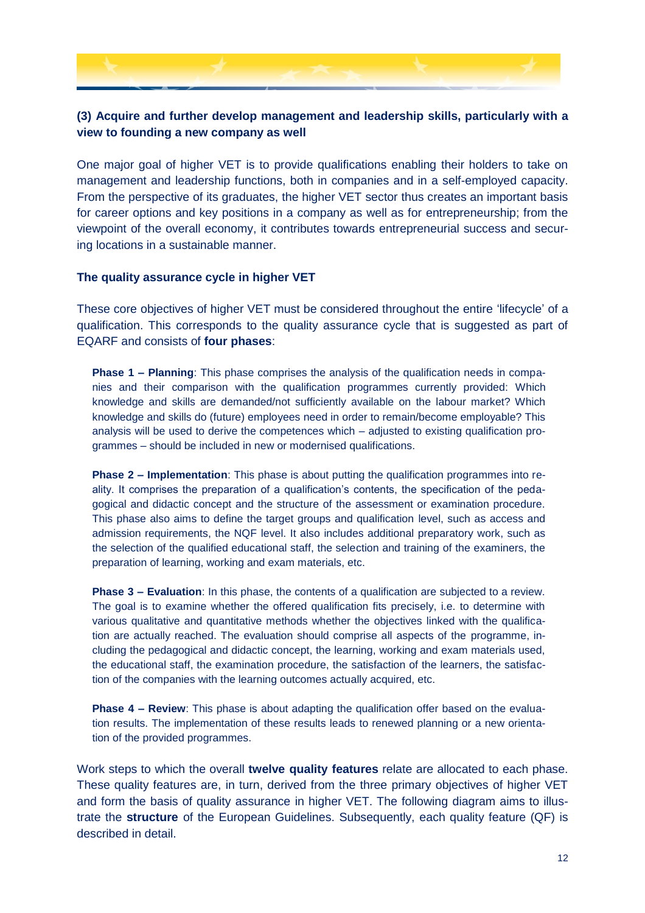**(3) Acquire and further develop management and leadership skills, particularly with a view to founding a new company as well**

One major goal of higher VET is to provide qualifications enabling their holders to take on management and leadership functions, both in companies and in a self-employed capacity. From the perspective of its graduates, the higher VET sector thus creates an important basis for career options and key positions in a company as well as for entrepreneurship; from the viewpoint of the overall economy, it contributes towards entrepreneurial success and securing locations in a sustainable manner.

**The quality assurance cycle in higher VET**

These core objectives of higher VET must be considered throughout the entire 'lifecycle' of a qualification. This corresponds to the quality assurance cycle that is suggested as part of EQARF and consists of **four phases**:

> **Phase 1 – Planning**: This phase comprises the analysis of the qualification needs in companies and their comparison with the qualification programmes currently provided: Which knowledge and skills are demanded/not sufficiently available on the labour market? Which knowledge and skills do (future) employees need in order to remain/become employable? This analysis will be used to derive the competences which – adjusted to existing qualification programmes – should be included in new or modernised qualifications.
>
> **Phase 2 – Implementation**: This phase is about putting the qualification programmes into reality. It comprises the preparation of a qualification's contents, the specification of the pedagogical and didactic concept and the structure of the assessment or examination procedure. This phase also aims to define the target groups and qualification level, such as access and admission requirements, the NQF level. It also includes additional preparatory work, such as the selection of the qualified educational staff, the selection and training of the examiners, the preparation of learning, working and exam materials, etc.
>
> **Phase 3 – Evaluation**: In this phase, the contents of a qualification are subjected to a review. The goal is to examine whether the offered qualification fits precisely, i.e. to determine with various qualitative and quantitative methods whether the objectives linked with the qualification are actually reached. The evaluation should comprise all aspects of the programme, including the pedagogical and didactic concept, the learning, working and exam materials used, the educational staff, the examination procedure, the satisfaction of the learners, the satisfaction of the companies with the learning outcomes actually acquired, etc.
>
> **Phase 4 – Review**: This phase is about adapting the qualification offer based on the evaluation results. The implementation of these results leads to renewed planning or a new orientation of the provided programmes.

Work steps to which the overall **twelve quality features** relate are allocated to each phase. These quality features are, in turn, derived from the three primary objectives of higher VET and form the basis of quality assurance in higher VET. The following diagram aims to illustrate the **structure** of the European Guidelines. Subsequently, each quality feature (QF) is described in detail.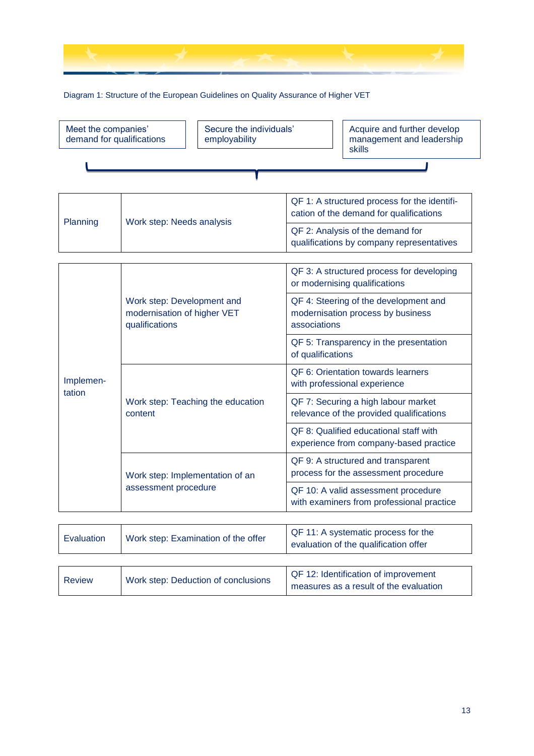Diagram 1: Structure of the European Guidelines on Quality Assurance of Higher VET

| Meet the companies' demand for qualifications | Secure the individuals' employability | Acquire and further develop management and leadership skills |
|---|---|---|

| Phase | Work step | Quality feature |
|---|---|---|
| Planning | Work step: Needs analysis | QF 1: A structured process for the identification of the demand for qualifications |
| | | QF 2: Analysis of the demand for qualifications by company representatives |
| Implementation | Work step: Development and modernisation of higher VET qualifications | QF 3: A structured process for developing or modernising qualifications |
| | | QF 4: Steering of the development and modernisation process by business associations |
| | | QF 5: Transparency in the presentation of qualifications |
| | Work step: Teaching the education content | QF 6: Orientation towards learners with professional experience |
| | | QF 7: Securing a high labour market relevance of the provided qualifications |
| | | QF 8: Qualified educational staff with experience from company-based practice |
| | Work step: Implementation of an assessment procedure | QF 9: A structured and transparent process for the assessment procedure |
| | | QF 10: A valid assessment procedure with examiners from professional practice |
| Evaluation | Work step: Examination of the offer | QF 11: A systematic process for the evaluation of the qualification offer |
| Review | Work step: Deduction of conclusions | QF 12: Identification of improvement measures as a result of the evaluation |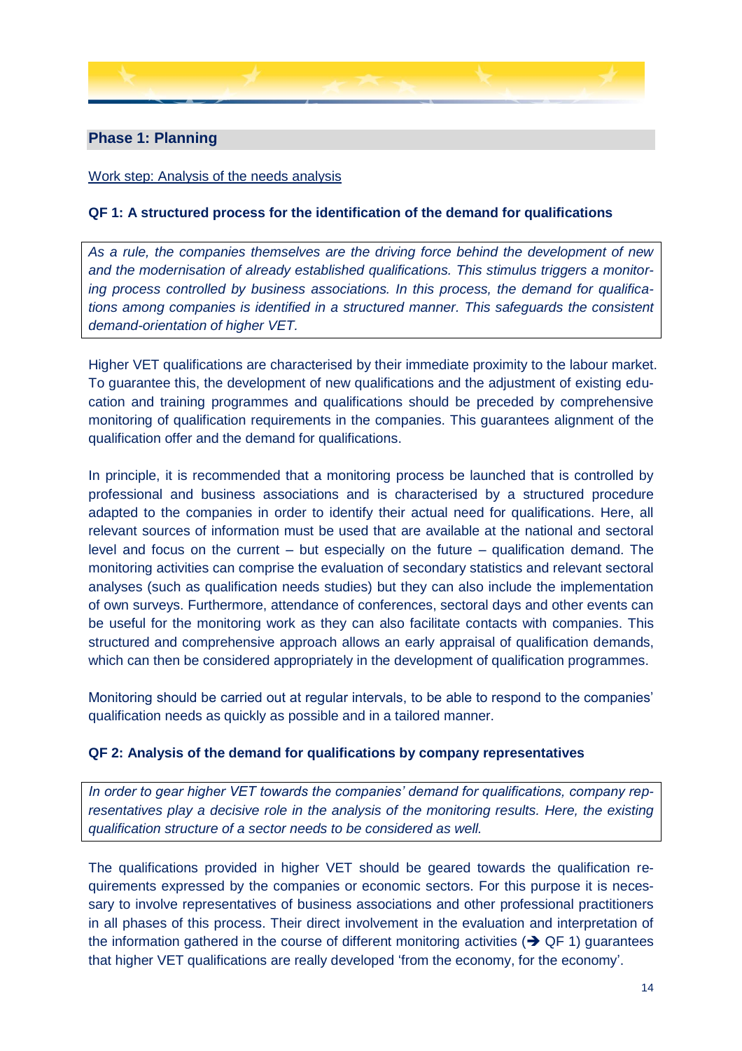## Phase 1: Planning

Work step: Analysis of the needs analysis

### QF 1: A structured process for the identification of the demand for qualifications

*As a rule, the companies themselves are the driving force behind the development of new and the modernisation of already established qualifications. This stimulus triggers a monitoring process controlled by business associations. In this process, the demand for qualifications among companies is identified in a structured manner. This safeguards the consistent demand-orientation of higher VET.*

Higher VET qualifications are characterised by their immediate proximity to the labour market. To guarantee this, the development of new qualifications and the adjustment of existing education and training programmes and qualifications should be preceded by comprehensive monitoring of qualification requirements in the companies. This guarantees alignment of the qualification offer and the demand for qualifications.

In principle, it is recommended that a monitoring process be launched that is controlled by professional and business associations and is characterised by a structured procedure adapted to the companies in order to identify their actual need for qualifications. Here, all relevant sources of information must be used that are available at the national and sectoral level and focus on the current – but especially on the future – qualification demand. The monitoring activities can comprise the evaluation of secondary statistics and relevant sectoral analyses (such as qualification needs studies) but they can also include the implementation of own surveys. Furthermore, attendance of conferences, sectoral days and other events can be useful for the monitoring work as they can also facilitate contacts with companies. This structured and comprehensive approach allows an early appraisal of qualification demands, which can then be considered appropriately in the development of qualification programmes.

Monitoring should be carried out at regular intervals, to be able to respond to the companies' qualification needs as quickly as possible and in a tailored manner.

### QF 2: Analysis of the demand for qualifications by company representatives

*In order to gear higher VET towards the companies' demand for qualifications, company representatives play a decisive role in the analysis of the monitoring results. Here, the existing qualification structure of a sector needs to be considered as well.*

The qualifications provided in higher VET should be geared towards the qualification requirements expressed by the companies or economic sectors. For this purpose it is necessary to involve representatives of business associations and other professional practitioners in all phases of this process. Their direct involvement in the evaluation and interpretation of the information gathered in the course of different monitoring activities (➔ QF 1) guarantees that higher VET qualifications are really developed 'from the economy, for the economy'.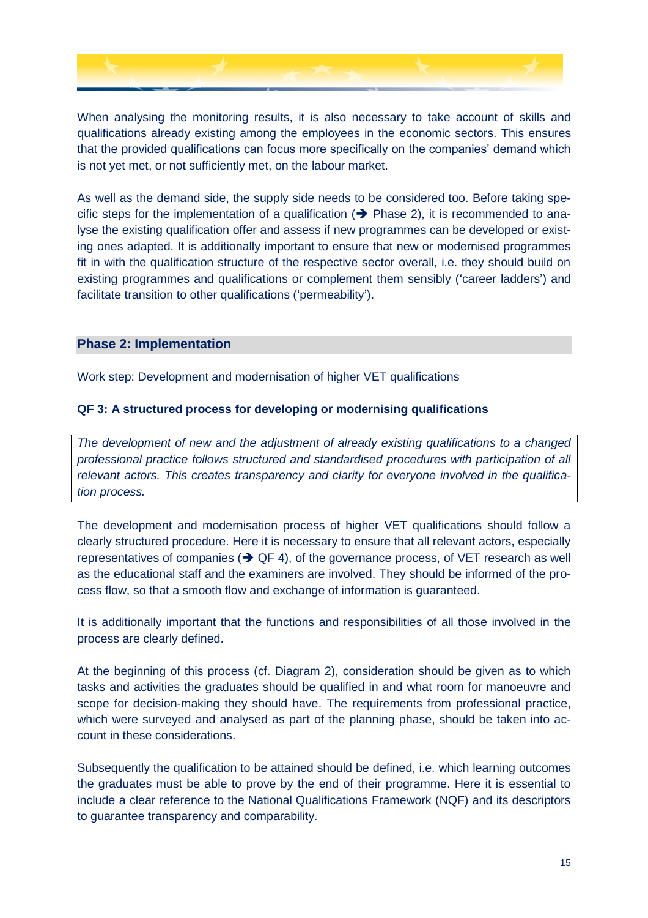When analysing the monitoring results, it is also necessary to take account of skills and qualifications already existing among the employees in the economic sectors. This ensures that the provided qualifications can focus more specifically on the companies' demand which is not yet met, or not sufficiently met, on the labour market.

As well as the demand side, the supply side needs to be considered too. Before taking specific steps for the implementation of a qualification (➔ Phase 2), it is recommended to analyse the existing qualification offer and assess if new programmes can be developed or existing ones adapted. It is additionally important to ensure that new or modernised programmes fit in with the qualification structure of the respective sector overall, i.e. they should build on existing programmes and qualifications or complement them sensibly ('career ladders') and facilitate transition to other qualifications ('permeability').

## Phase 2: Implementation

<u>Work step: Development and modernisation of higher VET qualifications</u>

### QF 3: A structured process for developing or modernising qualifications

*The development of new and the adjustment of already existing qualifications to a changed professional practice follows structured and standardised procedures with participation of all relevant actors. This creates transparency and clarity for everyone involved in the qualification process.*

The development and modernisation process of higher VET qualifications should follow a clearly structured procedure. Here it is necessary to ensure that all relevant actors, especially representatives of companies (➔ QF 4), of the governance process, of VET research as well as the educational staff and the examiners are involved. They should be informed of the process flow, so that a smooth flow and exchange of information is guaranteed.

It is additionally important that the functions and responsibilities of all those involved in the process are clearly defined.

At the beginning of this process (cf. Diagram 2), consideration should be given as to which tasks and activities the graduates should be qualified in and what room for manoeuvre and scope for decision-making they should have. The requirements from professional practice, which were surveyed and analysed as part of the planning phase, should be taken into account in these considerations.

Subsequently the qualification to be attained should be defined, i.e. which learning outcomes the graduates must be able to prove by the end of their programme. Here it is essential to include a clear reference to the National Qualifications Framework (NQF) and its descriptors to guarantee transparency and comparability.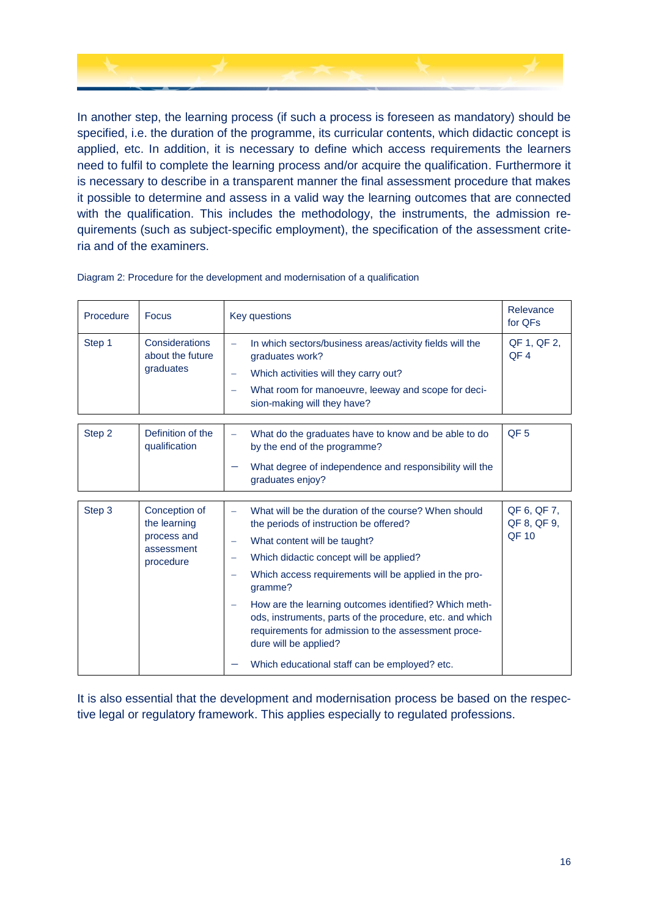In another step, the learning process (if such a process is foreseen as mandatory) should be specified, i.e. the duration of the programme, its curricular contents, which didactic concept is applied, etc. In addition, it is necessary to define which access requirements the learners need to fulfil to complete the learning process and/or acquire the qualification. Furthermore it is necessary to describe in a transparent manner the final assessment procedure that makes it possible to determine and assess in a valid way the learning outcomes that are connected with the qualification. This includes the methodology, the instruments, the admission requirements (such as subject-specific employment), the specification of the assessment criteria and of the examiners.

Diagram 2: Procedure for the development and modernisation of a qualification

| Procedure | Focus | Key questions | Relevance for QFs |
|---|---|---|---|
| Step 1 | Considerations about the future graduates | – In which sectors/business areas/activity fields will the graduates work?<br>– Which activities will they carry out?<br>– What room for manoeuvre, leeway and scope for decision-making will they have? | QF 1, QF 2, QF 4 |
| Step 2 | Definition of the qualification | – What do the graduates have to know and be able to do by the end of the programme?<br>– What degree of independence and responsibility will the graduates enjoy? | QF 5 |
| Step 3 | Conception of the learning process and assessment procedure | – What will be the duration of the course? When should the periods of instruction be offered?<br>– What content will be taught?<br>– Which didactic concept will be applied?<br>– Which access requirements will be applied in the programme?<br>– How are the learning outcomes identified? Which methods, instruments, parts of the procedure, etc. and which requirements for admission to the assessment procedure will be applied?<br>– Which educational staff can be employed? etc. | QF 6, QF 7, QF 8, QF 9, QF 10 |

It is also essential that the development and modernisation process be based on the respective legal or regulatory framework. This applies especially to regulated professions.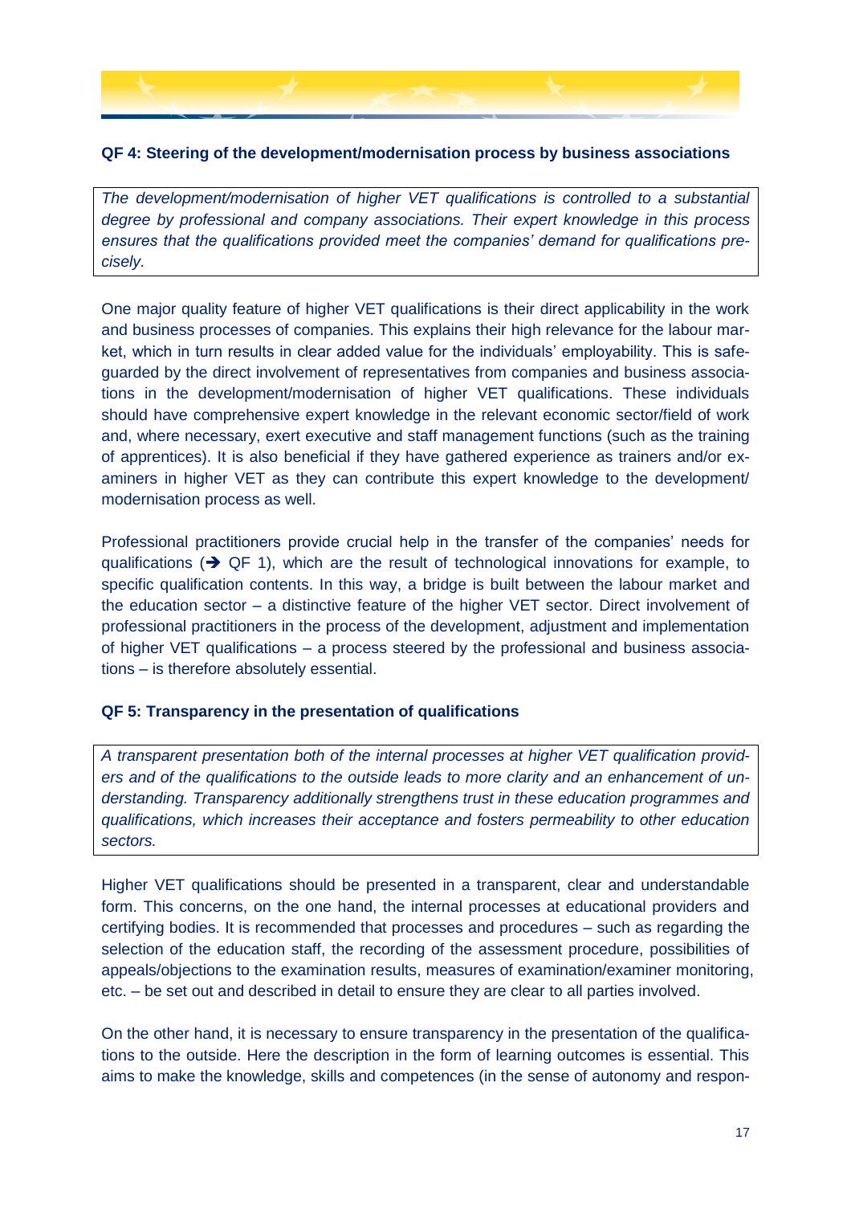### QF 4: Steering of the development/modernisation process by business associations

*The development/modernisation of higher VET qualifications is controlled to a substantial degree by professional and company associations. Their expert knowledge in this process ensures that the qualifications provided meet the companies' demand for qualifications precisely.*

One major quality feature of higher VET qualifications is their direct applicability in the work and business processes of companies. This explains their high relevance for the labour market, which in turn results in clear added value for the individuals' employability. This is safeguarded by the direct involvement of representatives from companies and business associations in the development/modernisation of higher VET qualifications. These individuals should have comprehensive expert knowledge in the relevant economic sector/field of work and, where necessary, exert executive and staff management functions (such as the training of apprentices). It is also beneficial if they have gathered experience as trainers and/or examiners in higher VET as they can contribute this expert knowledge to the development/ modernisation process as well.

Professional practitioners provide crucial help in the transfer of the companies' needs for qualifications (➔ QF 1), which are the result of technological innovations for example, to specific qualification contents. In this way, a bridge is built between the labour market and the education sector – a distinctive feature of the higher VET sector. Direct involvement of professional practitioners in the process of the development, adjustment and implementation of higher VET qualifications – a process steered by the professional and business associations – is therefore absolutely essential.

### QF 5: Transparency in the presentation of qualifications

*A transparent presentation both of the internal processes at higher VET qualification providers and of the qualifications to the outside leads to more clarity and an enhancement of understanding. Transparency additionally strengthens trust in these education programmes and qualifications, which increases their acceptance and fosters permeability to other education sectors.*

Higher VET qualifications should be presented in a transparent, clear and understandable form. This concerns, on the one hand, the internal processes at educational providers and certifying bodies. It is recommended that processes and procedures – such as regarding the selection of the education staff, the recording of the assessment procedure, possibilities of appeals/objections to the examination results, measures of examination/examiner monitoring, etc. – be set out and described in detail to ensure they are clear to all parties involved.

On the other hand, it is necessary to ensure transparency in the presentation of the qualifications to the outside. Here the description in the form of learning outcomes is essential. This aims to make the knowledge, skills and competences (in the sense of autonomy and respon-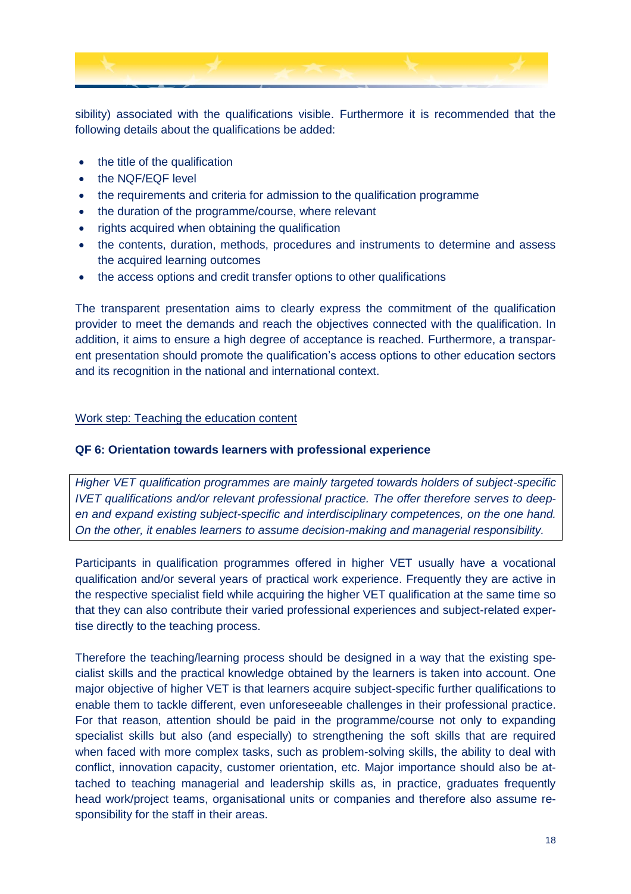sibility) associated with the qualifications visible. Furthermore it is recommended that the following details about the qualifications be added:

- the title of the qualification
- the NQF/EQF level
- the requirements and criteria for admission to the qualification programme
- the duration of the programme/course, where relevant
- rights acquired when obtaining the qualification
- the contents, duration, methods, procedures and instruments to determine and assess the acquired learning outcomes
- the access options and credit transfer options to other qualifications

The transparent presentation aims to clearly express the commitment of the qualification provider to meet the demands and reach the objectives connected with the qualification. In addition, it aims to ensure a high degree of acceptance is reached. Furthermore, a transparent presentation should promote the qualification's access options to other education sectors and its recognition in the national and international context.

<u>Work step: Teaching the education content</u>

**QF 6: Orientation towards learners with professional experience**

*Higher VET qualification programmes are mainly targeted towards holders of subject-specific IVET qualifications and/or relevant professional practice. The offer therefore serves to deepen and expand existing subject-specific and interdisciplinary competences, on the one hand. On the other, it enables learners to assume decision-making and managerial responsibility.*

Participants in qualification programmes offered in higher VET usually have a vocational qualification and/or several years of practical work experience. Frequently they are active in the respective specialist field while acquiring the higher VET qualification at the same time so that they can also contribute their varied professional experiences and subject-related expertise directly to the teaching process.

Therefore the teaching/learning process should be designed in a way that the existing specialist skills and the practical knowledge obtained by the learners is taken into account. One major objective of higher VET is that learners acquire subject-specific further qualifications to enable them to tackle different, even unforeseeable challenges in their professional practice. For that reason, attention should be paid in the programme/course not only to expanding specialist skills but also (and especially) to strengthening the soft skills that are required when faced with more complex tasks, such as problem-solving skills, the ability to deal with conflict, innovation capacity, customer orientation, etc. Major importance should also be attached to teaching managerial and leadership skills as, in practice, graduates frequently head work/project teams, organisational units or companies and therefore also assume responsibility for the staff in their areas.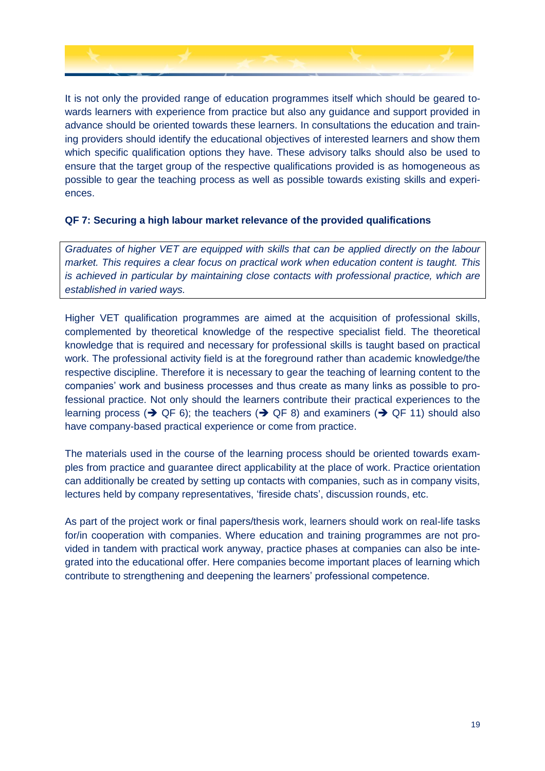It is not only the provided range of education programmes itself which should be geared towards learners with experience from practice but also any guidance and support provided in advance should be oriented towards these learners. In consultations the education and training providers should identify the educational objectives of interested learners and show them which specific qualification options they have. These advisory talks should also be used to ensure that the target group of the respective qualifications provided is as homogeneous as possible to gear the teaching process as well as possible towards existing skills and experiences.

**QF 7: Securing a high labour market relevance of the provided qualifications**

*Graduates of higher VET are equipped with skills that can be applied directly on the labour market. This requires a clear focus on practical work when education content is taught. This is achieved in particular by maintaining close contacts with professional practice, which are established in varied ways.*

Higher VET qualification programmes are aimed at the acquisition of professional skills, complemented by theoretical knowledge of the respective specialist field. The theoretical knowledge that is required and necessary for professional skills is taught based on practical work. The professional activity field is at the foreground rather than academic knowledge/the respective discipline. Therefore it is necessary to gear the teaching of learning content to the companies' work and business processes and thus create as many links as possible to professional practice. Not only should the learners contribute their practical experiences to the learning process (➔ QF 6); the teachers (➔ QF 8) and examiners (➔ QF 11) should also have company-based practical experience or come from practice.

The materials used in the course of the learning process should be oriented towards examples from practice and guarantee direct applicability at the place of work. Practice orientation can additionally be created by setting up contacts with companies, such as in company visits, lectures held by company representatives, 'fireside chats', discussion rounds, etc.

As part of the project work or final papers/thesis work, learners should work on real-life tasks for/in cooperation with companies. Where education and training programmes are not provided in tandem with practical work anyway, practice phases at companies can also be integrated into the educational offer. Here companies become important places of learning which contribute to strengthening and deepening the learners' professional competence.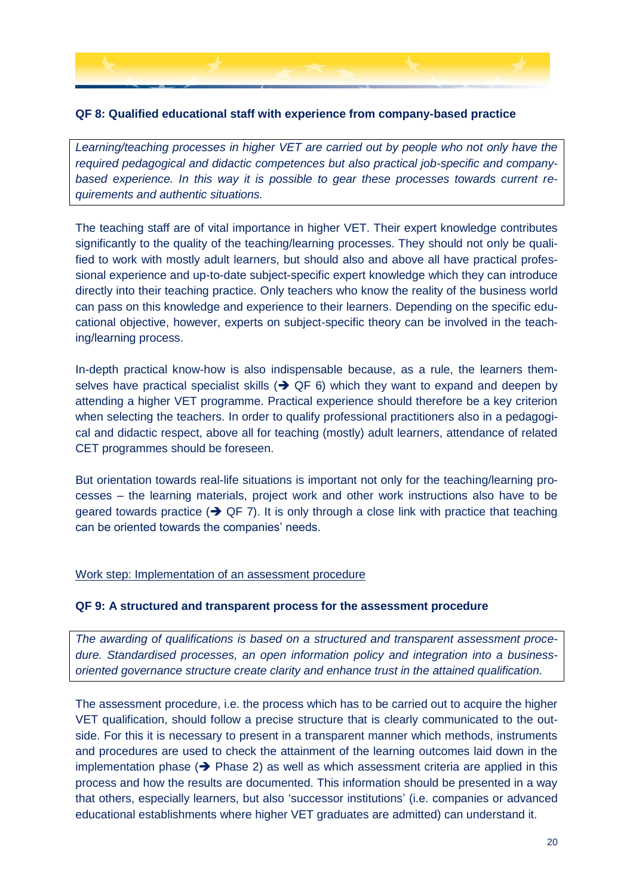**QF 8: Qualified educational staff with experience from company-based practice**

*Learning/teaching processes in higher VET are carried out by people who not only have the required pedagogical and didactic competences but also practical job-specific and company-based experience. In this way it is possible to gear these processes towards current requirements and authentic situations.*

The teaching staff are of vital importance in higher VET. Their expert knowledge contributes significantly to the quality of the teaching/learning processes. They should not only be qualified to work with mostly adult learners, but should also and above all have practical professional experience and up-to-date subject-specific expert knowledge which they can introduce directly into their teaching practice. Only teachers who know the reality of the business world can pass on this knowledge and experience to their learners. Depending on the specific educational objective, however, experts on subject-specific theory can be involved in the teaching/learning process.

In-depth practical know-how is also indispensable because, as a rule, the learners themselves have practical specialist skills (➔ QF 6) which they want to expand and deepen by attending a higher VET programme. Practical experience should therefore be a key criterion when selecting the teachers. In order to qualify professional practitioners also in a pedagogical and didactic respect, above all for teaching (mostly) adult learners, attendance of related CET programmes should be foreseen.

But orientation towards real-life situations is important not only for the teaching/learning processes – the learning materials, project work and other work instructions also have to be geared towards practice (➔ QF 7). It is only through a close link with practice that teaching can be oriented towards the companies' needs.

<u>Work step: Implementation of an assessment procedure</u>

**QF 9: A structured and transparent process for the assessment procedure**

*The awarding of qualifications is based on a structured and transparent assessment procedure. Standardised processes, an open information policy and integration into a business-oriented governance structure create clarity and enhance trust in the attained qualification.*

The assessment procedure, i.e. the process which has to be carried out to acquire the higher VET qualification, should follow a precise structure that is clearly communicated to the outside. For this it is necessary to present in a transparent manner which methods, instruments and procedures are used to check the attainment of the learning outcomes laid down in the implementation phase (➔ Phase 2) as well as which assessment criteria are applied in this process and how the results are documented. This information should be presented in a way that others, especially learners, but also 'successor institutions' (i.e. companies or advanced educational establishments where higher VET graduates are admitted) can understand it.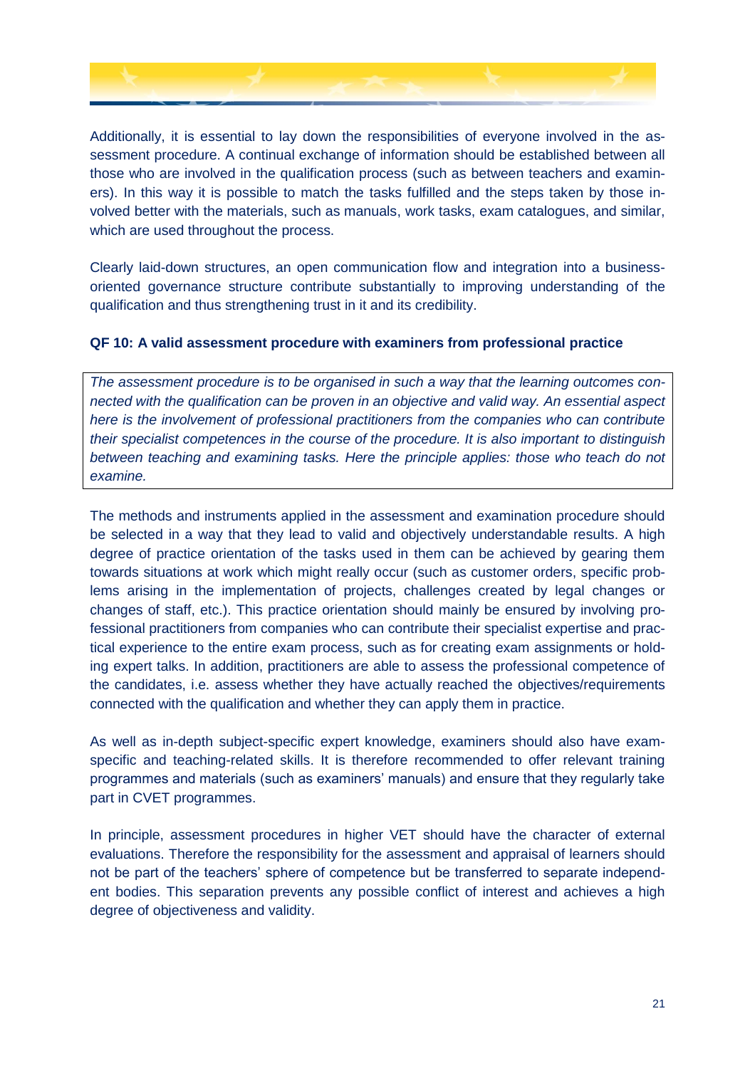Additionally, it is essential to lay down the responsibilities of everyone involved in the assessment procedure. A continual exchange of information should be established between all those who are involved in the qualification process (such as between teachers and examiners). In this way it is possible to match the tasks fulfilled and the steps taken by those involved better with the materials, such as manuals, work tasks, exam catalogues, and similar, which are used throughout the process.

Clearly laid-down structures, an open communication flow and integration into a business-oriented governance structure contribute substantially to improving understanding of the qualification and thus strengthening trust in it and its credibility.

**QF 10: A valid assessment procedure with examiners from professional practice**

*The assessment procedure is to be organised in such a way that the learning outcomes connected with the qualification can be proven in an objective and valid way. An essential aspect here is the involvement of professional practitioners from the companies who can contribute their specialist competences in the course of the procedure. It is also important to distinguish between teaching and examining tasks. Here the principle applies: those who teach do not examine.*

The methods and instruments applied in the assessment and examination procedure should be selected in a way that they lead to valid and objectively understandable results. A high degree of practice orientation of the tasks used in them can be achieved by gearing them towards situations at work which might really occur (such as customer orders, specific problems arising in the implementation of projects, challenges created by legal changes or changes of staff, etc.). This practice orientation should mainly be ensured by involving professional practitioners from companies who can contribute their specialist expertise and practical experience to the entire exam process, such as for creating exam assignments or holding expert talks. In addition, practitioners are able to assess the professional competence of the candidates, i.e. assess whether they have actually reached the objectives/requirements connected with the qualification and whether they can apply them in practice.

As well as in-depth subject-specific expert knowledge, examiners should also have exam-specific and teaching-related skills. It is therefore recommended to offer relevant training programmes and materials (such as examiners' manuals) and ensure that they regularly take part in CVET programmes.

In principle, assessment procedures in higher VET should have the character of external evaluations. Therefore the responsibility for the assessment and appraisal of learners should not be part of the teachers' sphere of competence but be transferred to separate independent bodies. This separation prevents any possible conflict of interest and achieves a high degree of objectiveness and validity.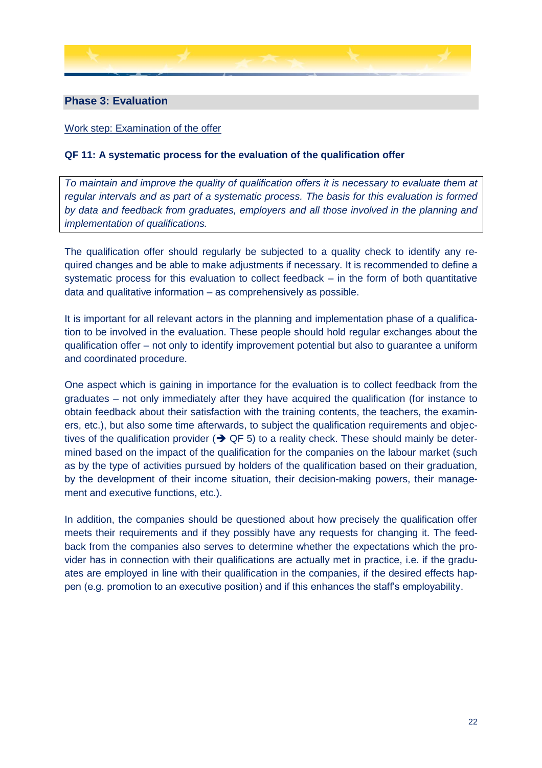## Phase 3: Evaluation

Work step: Examination of the offer

### QF 11: A systematic process for the evaluation of the qualification offer

*To maintain and improve the quality of qualification offers it is necessary to evaluate them at regular intervals and as part of a systematic process. The basis for this evaluation is formed by data and feedback from graduates, employers and all those involved in the planning and implementation of qualifications.*

The qualification offer should regularly be subjected to a quality check to identify any required changes and be able to make adjustments if necessary. It is recommended to define a systematic process for this evaluation to collect feedback – in the form of both quantitative data and qualitative information – as comprehensively as possible.

It is important for all relevant actors in the planning and implementation phase of a qualification to be involved in the evaluation. These people should hold regular exchanges about the qualification offer – not only to identify improvement potential but also to guarantee a uniform and coordinated procedure.

One aspect which is gaining in importance for the evaluation is to collect feedback from the graduates – not only immediately after they have acquired the qualification (for instance to obtain feedback about their satisfaction with the training contents, the teachers, the examiners, etc.), but also some time afterwards, to subject the qualification requirements and objectives of the qualification provider (➔ QF 5) to a reality check. These should mainly be determined based on the impact of the qualification for the companies on the labour market (such as by the type of activities pursued by holders of the qualification based on their graduation, by the development of their income situation, their decision-making powers, their management and executive functions, etc.).

In addition, the companies should be questioned about how precisely the qualification offer meets their requirements and if they possibly have any requests for changing it. The feedback from the companies also serves to determine whether the expectations which the provider has in connection with their qualifications are actually met in practice, i.e. if the graduates are employed in line with their qualification in the companies, if the desired effects happen (e.g. promotion to an executive position) and if this enhances the staff's employability.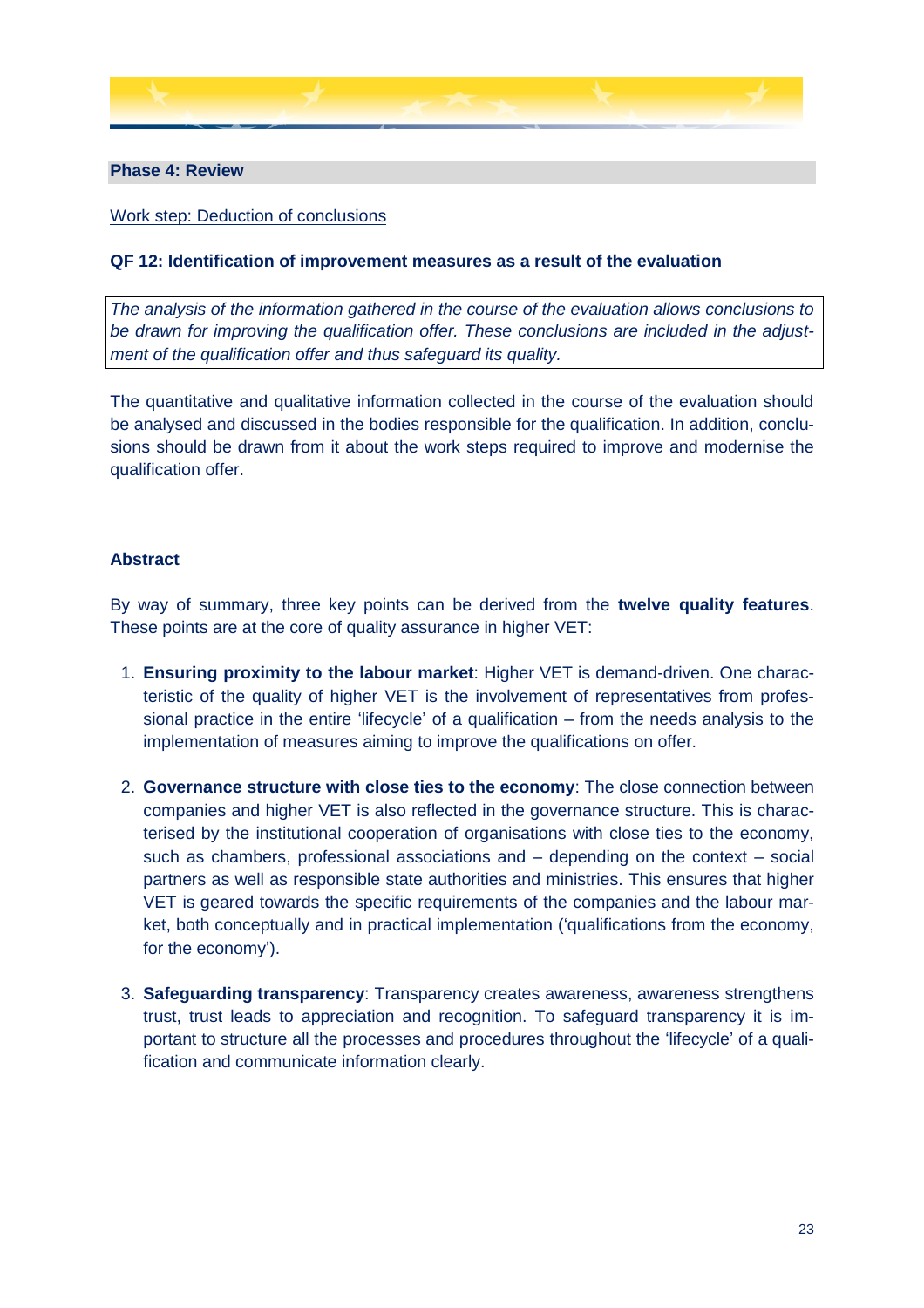## Phase 4: Review

Work step: Deduction of conclusions

### QF 12: Identification of improvement measures as a result of the evaluation

*The analysis of the information gathered in the course of the evaluation allows conclusions to be drawn for improving the qualification offer. These conclusions are included in the adjustment of the qualification offer and thus safeguard its quality.*

The quantitative and qualitative information collected in the course of the evaluation should be analysed and discussed in the bodies responsible for the qualification. In addition, conclusions should be drawn from it about the work steps required to improve and modernise the qualification offer.

### Abstract

By way of summary, three key points can be derived from the **twelve quality features**. These points are at the core of quality assurance in higher VET:

1. **Ensuring proximity to the labour market**: Higher VET is demand-driven. One characteristic of the quality of higher VET is the involvement of representatives from professional practice in the entire 'lifecycle' of a qualification – from the needs analysis to the implementation of measures aiming to improve the qualifications on offer.

2. **Governance structure with close ties to the economy**: The close connection between companies and higher VET is also reflected in the governance structure. This is characterised by the institutional cooperation of organisations with close ties to the economy, such as chambers, professional associations and – depending on the context – social partners as well as responsible state authorities and ministries. This ensures that higher VET is geared towards the specific requirements of the companies and the labour market, both conceptually and in practical implementation ('qualifications from the economy, for the economy').

3. **Safeguarding transparency**: Transparency creates awareness, awareness strengthens trust, trust leads to appreciation and recognition. To safeguard transparency it is important to structure all the processes and procedures throughout the 'lifecycle' of a qualification and communicate information clearly.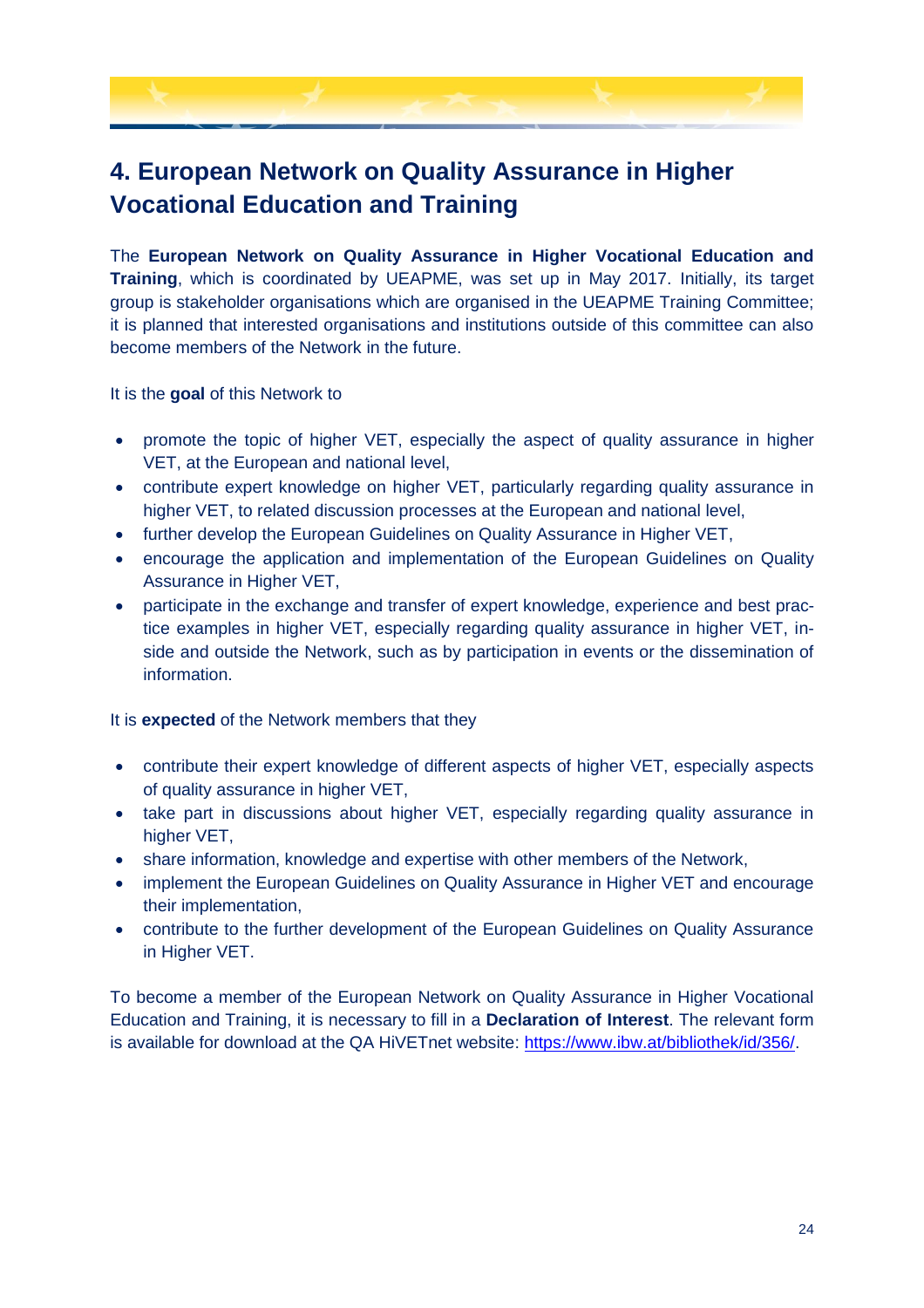## 4. European Network on Quality Assurance in Higher Vocational Education and Training

The **European Network on Quality Assurance in Higher Vocational Education and Training**, which is coordinated by UEAPME, was set up in May 2017. Initially, its target group is stakeholder organisations which are organised in the UEAPME Training Committee; it is planned that interested organisations and institutions outside of this committee can also become members of the Network in the future.

It is the **goal** of this Network to

- promote the topic of higher VET, especially the aspect of quality assurance in higher VET, at the European and national level,
- contribute expert knowledge on higher VET, particularly regarding quality assurance in higher VET, to related discussion processes at the European and national level,
- further develop the European Guidelines on Quality Assurance in Higher VET,
- encourage the application and implementation of the European Guidelines on Quality Assurance in Higher VET,
- participate in the exchange and transfer of expert knowledge, experience and best practice examples in higher VET, especially regarding quality assurance in higher VET, inside and outside the Network, such as by participation in events or the dissemination of information.

It is **expected** of the Network members that they

- contribute their expert knowledge of different aspects of higher VET, especially aspects of quality assurance in higher VET,
- take part in discussions about higher VET, especially regarding quality assurance in higher VET,
- share information, knowledge and expertise with other members of the Network,
- implement the European Guidelines on Quality Assurance in Higher VET and encourage their implementation,
- contribute to the further development of the European Guidelines on Quality Assurance in Higher VET.

To become a member of the European Network on Quality Assurance in Higher Vocational Education and Training, it is necessary to fill in a **Declaration of Interest**. The relevant form is available for download at the QA HiVETnet website: [https://www.ibw.at/bibliothek/id/356/](https://www.ibw.at/bibliothek/id/356/).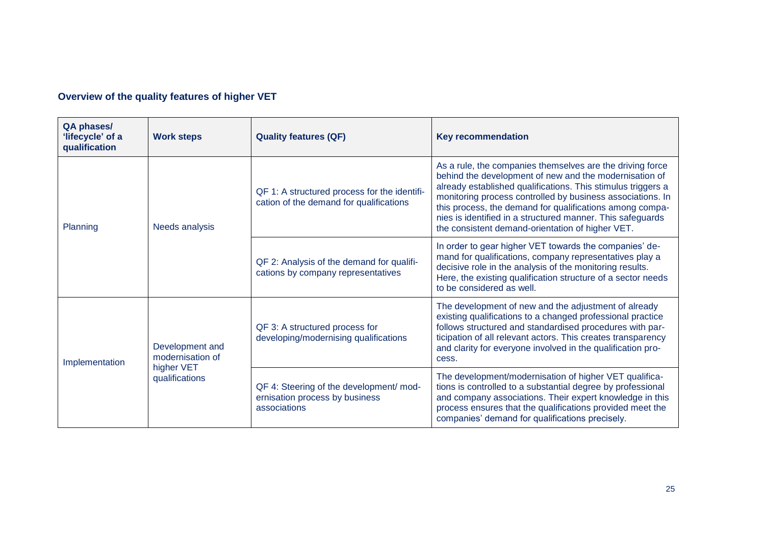**Overview of the quality features of higher VET**

| QA phases/ 'lifecycle' of a qualification | Work steps | Quality features (QF) | Key recommendation |
|---|---|---|---|
| Planning | Needs analysis | QF 1: A structured process for the identification of the demand for qualifications | As a rule, the companies themselves are the driving force behind the development of new and the modernisation of already established qualifications. This stimulus triggers a monitoring process controlled by business associations. In this process, the demand for qualifications among companies is identified in a structured manner. This safeguards the consistent demand-orientation of higher VET. |
| | | QF 2: Analysis of the demand for qualifications by company representatives | In order to gear higher VET towards the companies' demand for qualifications, company representatives play a decisive role in the analysis of the monitoring results. Here, the existing qualification structure of a sector needs to be considered as well. |
| Implementation | Development and modernisation of higher VET qualifications | QF 3: A structured process for developing/modernising qualifications | The development of new and the adjustment of already existing qualifications to a changed professional practice follows structured and standardised procedures with participation of all relevant actors. This creates transparency and clarity for everyone involved in the qualification process. |
| | | QF 4: Steering of the development/ modernisation process by business associations | The development/modernisation of higher VET qualifications is controlled to a substantial degree by professional and company associations. Their expert knowledge in this process ensures that the qualifications provided meet the companies' demand for qualifications precisely. |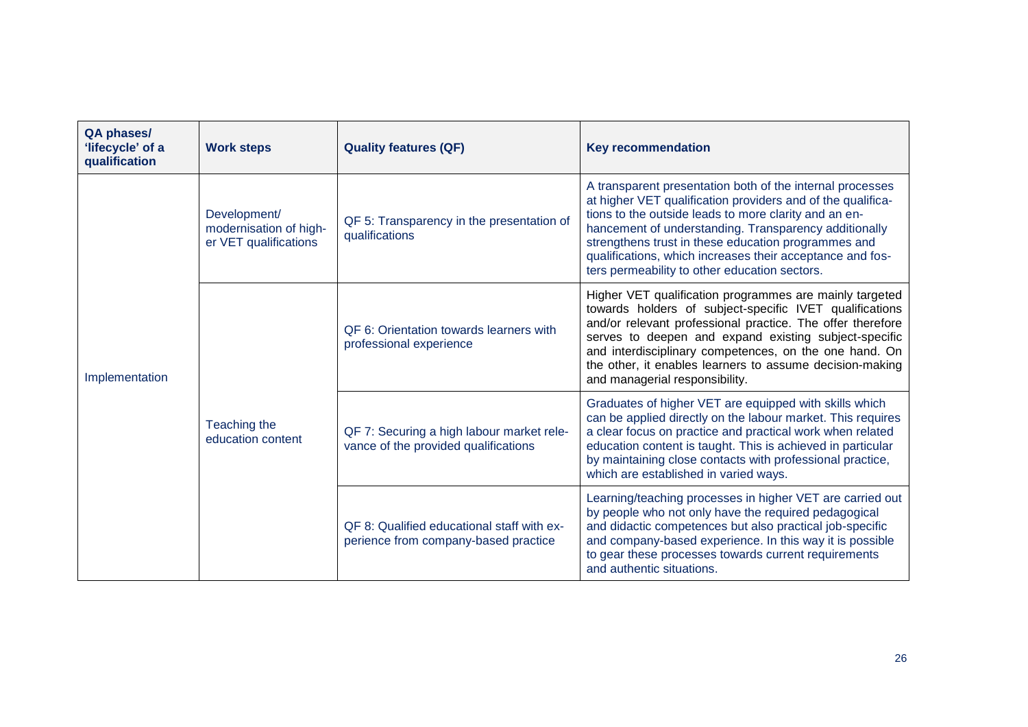| QA phases/ 'lifecycle' of a qualification | Work steps | Quality features (QF) | Key recommendation |
|---|---|---|---|
| Implementation | Development/ modernisation of higher VET qualifications | QF 5: Transparency in the presentation of qualifications | A transparent presentation both of the internal processes at higher VET qualification providers and of the qualifications to the outside leads to more clarity and an enhancement of understanding. Transparency additionally strengthens trust in these education programmes and qualifications, which increases their acceptance and fosters permeability to other education sectors. |
| | Teaching the education content | QF 6: Orientation towards learners with professional experience | Higher VET qualification programmes are mainly targeted towards holders of subject-specific IVET qualifications and/or relevant professional practice. The offer therefore serves to deepen and expand existing subject-specific and interdisciplinary competences, on the one hand. On the other, it enables learners to assume decision-making and managerial responsibility. |
| | | QF 7: Securing a high labour market relevance of the provided qualifications | Graduates of higher VET are equipped with skills which can be applied directly on the labour market. This requires a clear focus on practice and practical work when related education content is taught. This is achieved in particular by maintaining close contacts with professional practice, which are established in varied ways. |
| | | QF 8: Qualified educational staff with experience from company-based practice | Learning/teaching processes in higher VET are carried out by people who not only have the required pedagogical and didactic competences but also practical job-specific and company-based experience. In this way it is possible to gear these processes towards current requirements and authentic situations. |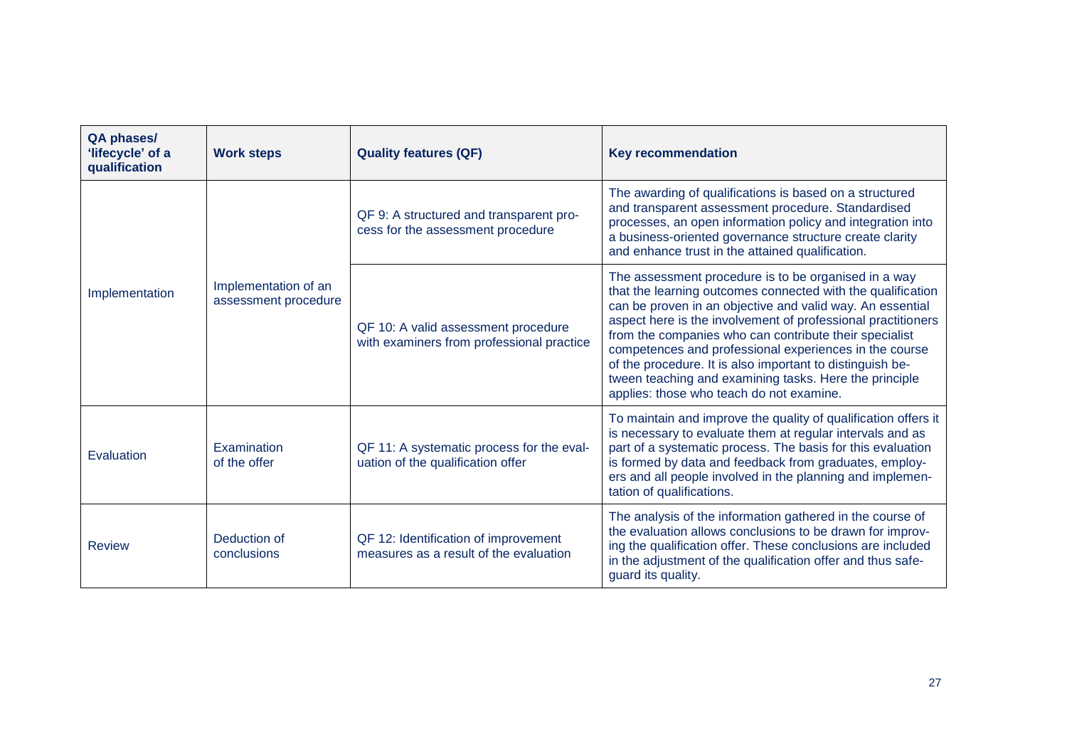| QA phases/ 'lifecycle' of a qualification | Work steps | Quality features (QF) | Key recommendation |
|---|---|---|---|
| Implementation | Implementation of an assessment procedure | QF 9: A structured and transparent process for the assessment procedure | The awarding of qualifications is based on a structured and transparent assessment procedure. Standardised processes, an open information policy and integration into a business-oriented governance structure create clarity and enhance trust in the attained qualification. |
| | | QF 10: A valid assessment procedure with examiners from professional practice | The assessment procedure is to be organised in a way that the learning outcomes connected with the qualification can be proven in an objective and valid way. An essential aspect here is the involvement of professional practitioners from the companies who can contribute their specialist competences and professional experiences in the course of the procedure. It is also important to distinguish between teaching and examining tasks. Here the principle applies: those who teach do not examine. |
| Evaluation | Examination of the offer | QF 11: A systematic process for the evaluation of the qualification offer | To maintain and improve the quality of qualification offers it is necessary to evaluate them at regular intervals and as part of a systematic process. The basis for this evaluation is formed by data and feedback from graduates, employers and all people involved in the planning and implementation of qualifications. |
| Review | Deduction of conclusions | QF 12: Identification of improvement measures as a result of the evaluation | The analysis of the information gathered in the course of the evaluation allows conclusions to be drawn for improving the qualification offer. These conclusions are included in the adjustment of the qualification offer and thus safeguard its quality. |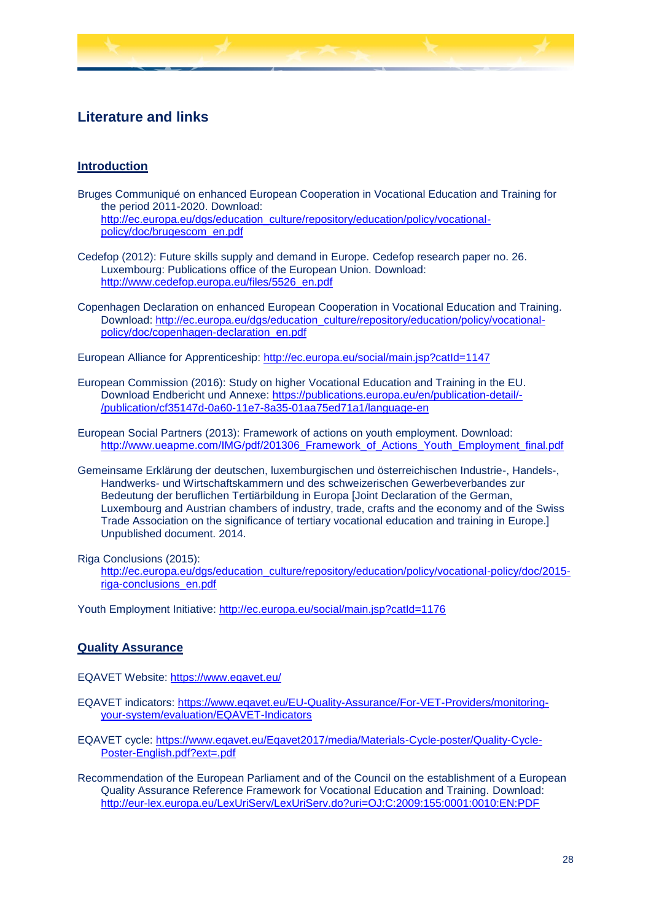## Literature and links

### Introduction

Bruges Communiqué on enhanced European Cooperation in Vocational Education and Training for the period 2011-2020. Download: http://ec.europa.eu/dgs/education_culture/repository/education/policy/vocational-policy/doc/brugescom_en.pdf

Cedefop (2012): Future skills supply and demand in Europe. Cedefop research paper no. 26. Luxembourg: Publications office of the European Union. Download: http://www.cedefop.europa.eu/files/5526_en.pdf

Copenhagen Declaration on enhanced European Cooperation in Vocational Education and Training. Download: http://ec.europa.eu/dgs/education_culture/repository/education/policy/vocational-policy/doc/copenhagen-declaration_en.pdf

European Alliance for Apprenticeship: http://ec.europa.eu/social/main.jsp?catId=1147

European Commission (2016): Study on higher Vocational Education and Training in the EU. Download Endbericht und Annexe: https://publications.europa.eu/en/publication-detail/-/publication/cf35147d-0a60-11e7-8a35-01aa75ed71a1/language-en

European Social Partners (2013): Framework of actions on youth employment. Download: http://www.ueapme.com/IMG/pdf/201306_Framework_of_Actions_Youth_Employment_final.pdf

Gemeinsame Erklärung der deutschen, luxemburgischen und österreichischen Industrie-, Handels-, Handwerks- und Wirtschaftskammern und des schweizerischen Gewerbeverbandes zur Bedeutung der beruflichen Tertiärbildung in Europa [Joint Declaration of the German, Luxembourg and Austrian chambers of industry, trade, crafts and the economy and of the Swiss Trade Association on the significance of tertiary vocational education and training in Europe.] Unpublished document. 2014.

Riga Conclusions (2015): http://ec.europa.eu/dgs/education_culture/repository/education/policy/vocational-policy/doc/2015-riga-conclusions_en.pdf

Youth Employment Initiative: http://ec.europa.eu/social/main.jsp?catId=1176

### Quality Assurance

EQAVET Website: https://www.eqavet.eu/

EQAVET indicators: https://www.eqavet.eu/EU-Quality-Assurance/For-VET-Providers/monitoring-your-system/evaluation/EQAVET-Indicators

EQAVET cycle: https://www.eqavet.eu/Eqavet2017/media/Materials-Cycle-poster/Quality-Cycle-Poster-English.pdf?ext=.pdf

Recommendation of the European Parliament and of the Council on the establishment of a European Quality Assurance Reference Framework for Vocational Education and Training. Download: http://eur-lex.europa.eu/LexUriServ/LexUriServ.do?uri=OJ:C:2009:155:0001:0010:EN:PDF